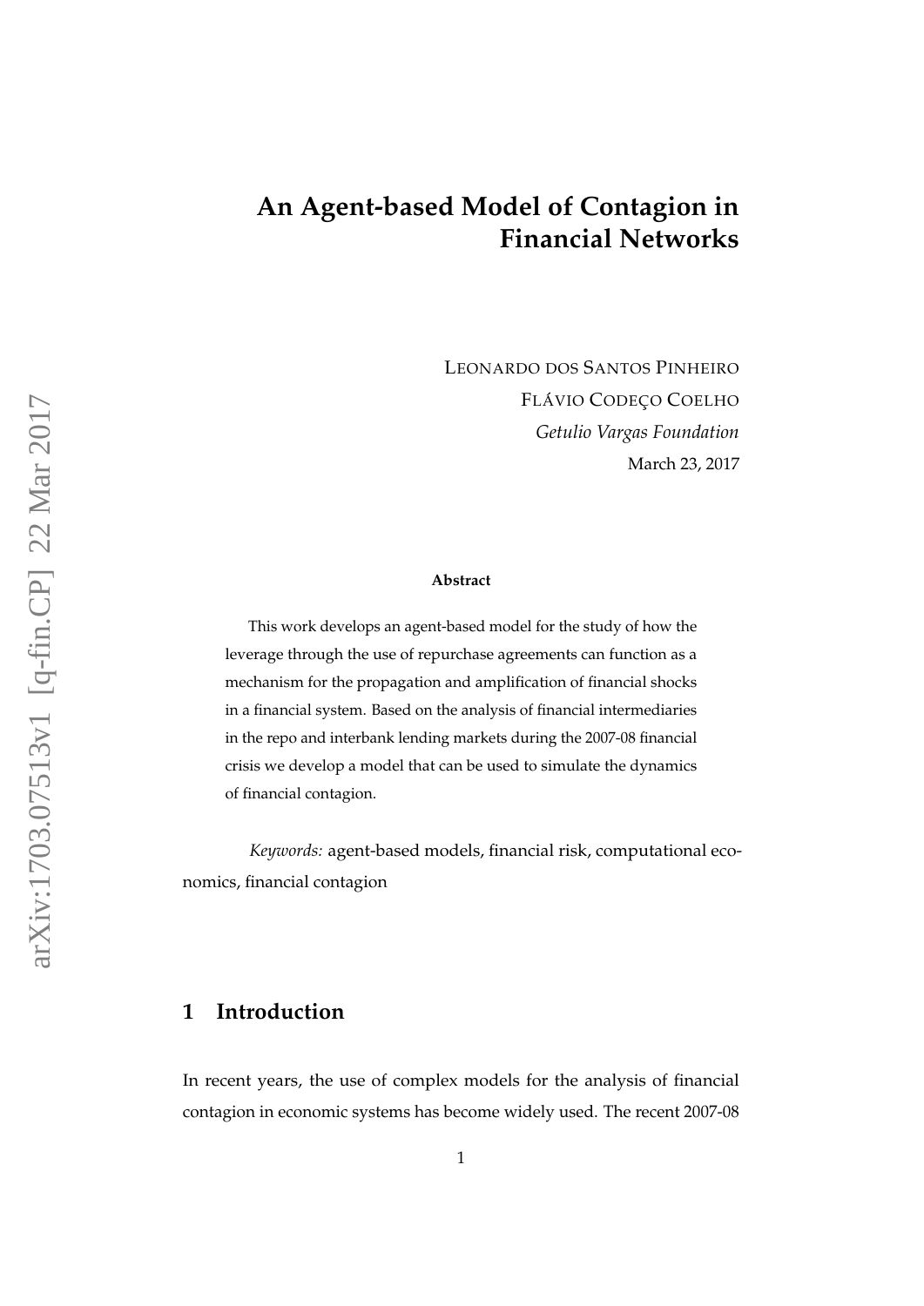# An Agent-based Model of Contagion in Financial Networks

Leonardo dos Santos Pinheiro
Flávio Codeço Coelho
*Getulio Vargas Foundation*
March 23, 2017

**Abstract**

This work develops an agent-based model for the study of how the leverage through the use of repurchase agreements can function as a mechanism for the propagation and amplification of financial shocks in a financial system. Based on the analysis of financial intermediaries in the repo and interbank lending markets during the 2007-08 financial crisis we develop a model that can be used to simulate the dynamics of financial contagion.

*Keywords:* agent-based models, financial risk, computational economics, financial contagion

## 1 Introduction

In recent years, the use of complex models for the analysis of financial contagion in economic systems has become widely used. The recent 2007-08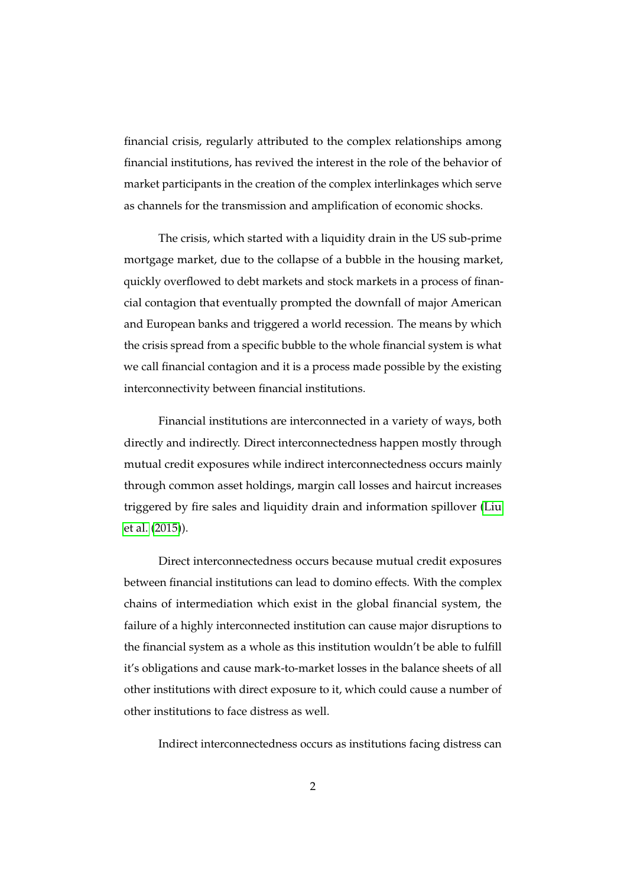financial crisis, regularly attributed to the complex relationships among financial institutions, has revived the interest in the role of the behavior of market participants in the creation of the complex interlinkages which serve as channels for the transmission and amplification of economic shocks.

The crisis, which started with a liquidity drain in the US sub-prime mortgage market, due to the collapse of a bubble in the housing market, quickly overflowed to debt markets and stock markets in a process of financial contagion that eventually prompted the downfall of major American and European banks and triggered a world recession. The means by which the crisis spread from a specific bubble to the whole financial system is what we call financial contagion and it is a process made possible by the existing interconnectivity between financial institutions.

Financial institutions are interconnected in a variety of ways, both directly and indirectly. Direct interconnectedness happen mostly through mutual credit exposures while indirect interconnectedness occurs mainly through common asset holdings, margin call losses and haircut increases triggered by fire sales and liquidity drain and information spillover (Liu et al. (2015)).

Direct interconnectedness occurs because mutual credit exposures between financial institutions can lead to domino effects. With the complex chains of intermediation which exist in the global financial system, the failure of a highly interconnected institution can cause major disruptions to the financial system as a whole as this institution wouldn't be able to fulfill it's obligations and cause mark-to-market losses in the balance sheets of all other institutions with direct exposure to it, which could cause a number of other institutions to face distress as well.

Indirect interconnectedness occurs as institutions facing distress can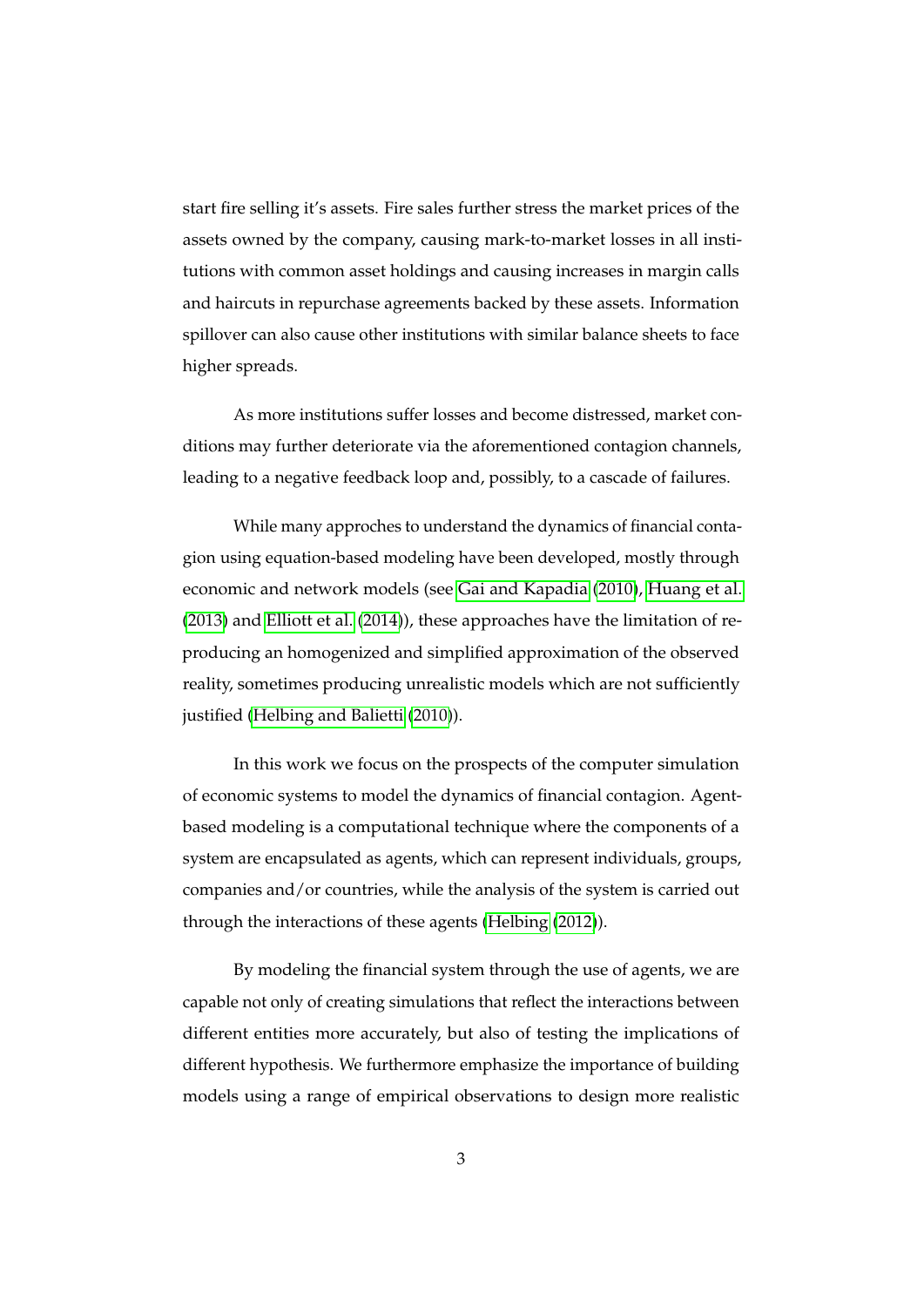start fire selling it's assets. Fire sales further stress the market prices of the assets owned by the company, causing mark-to-market losses in all institutions with common asset holdings and causing increases in margin calls and haircuts in repurchase agreements backed by these assets. Information spillover can also cause other institutions with similar balance sheets to face higher spreads.

As more institutions suffer losses and become distressed, market conditions may further deteriorate via the aforementioned contagion channels, leading to a negative feedback loop and, possibly, to a cascade of failures.

While many approches to understand the dynamics of financial contagion using equation-based modeling have been developed, mostly through economic and network models (see Gai and Kapadia (2010), Huang et al. (2013) and Elliott et al. (2014)), these approaches have the limitation of reproducing an homogenized and simplified approximation of the observed reality, sometimes producing unrealistic models which are not sufficiently justified (Helbing and Balietti (2010)).

In this work we focus on the prospects of the computer simulation of economic systems to model the dynamics of financial contagion. Agent-based modeling is a computational technique where the components of a system are encapsulated as agents, which can represent individuals, groups, companies and/or countries, while the analysis of the system is carried out through the interactions of these agents (Helbing (2012)).

By modeling the financial system through the use of agents, we are capable not only of creating simulations that reflect the interactions between different entities more accurately, but also of testing the implications of different hypothesis. We furthermore emphasize the importance of building models using a range of empirical observations to design more realistic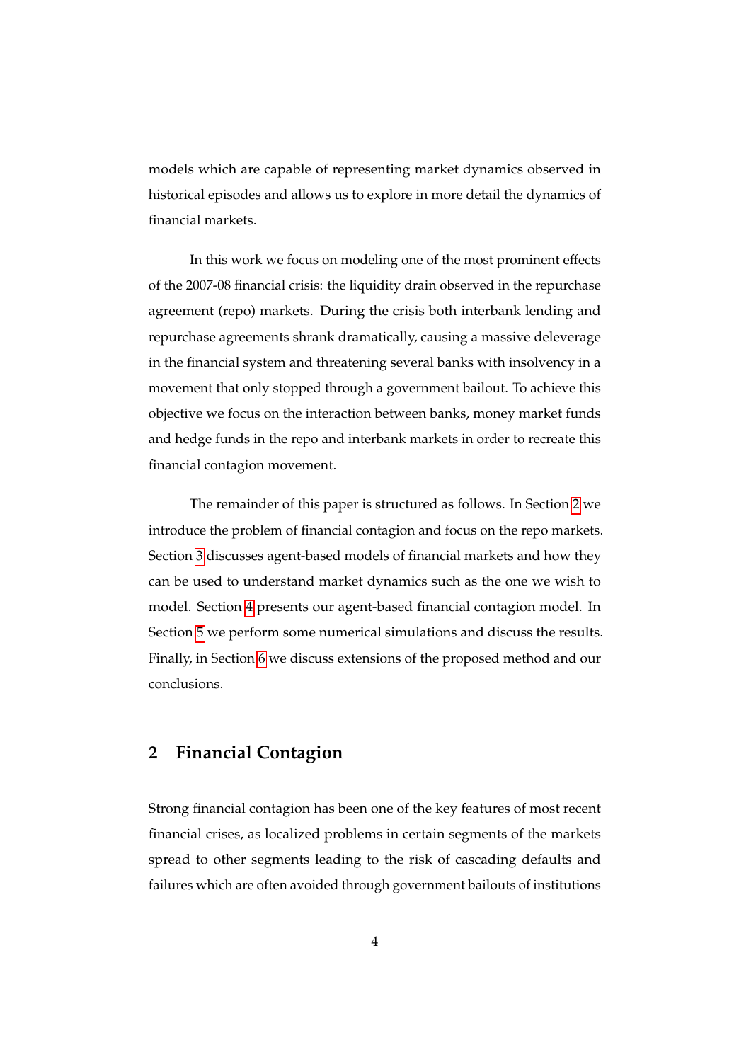models which are capable of representing market dynamics observed in historical episodes and allows us to explore in more detail the dynamics of financial markets.

In this work we focus on modeling one of the most prominent effects of the 2007-08 financial crisis: the liquidity drain observed in the repurchase agreement (repo) markets. During the crisis both interbank lending and repurchase agreements shrank dramatically, causing a massive deleverage in the financial system and threatening several banks with insolvency in a movement that only stopped through a government bailout. To achieve this objective we focus on the interaction between banks, money market funds and hedge funds in the repo and interbank markets in order to recreate this financial contagion movement.

The remainder of this paper is structured as follows. In Section 2 we introduce the problem of financial contagion and focus on the repo markets. Section 3 discusses agent-based models of financial markets and how they can be used to understand market dynamics such as the one we wish to model. Section 4 presents our agent-based financial contagion model. In Section 5 we perform some numerical simulations and discuss the results. Finally, in Section 6 we discuss extensions of the proposed method and our conclusions.

## 2 Financial Contagion

Strong financial contagion has been one of the key features of most recent financial crises, as localized problems in certain segments of the markets spread to other segments leading to the risk of cascading defaults and failures which are often avoided through government bailouts of institutions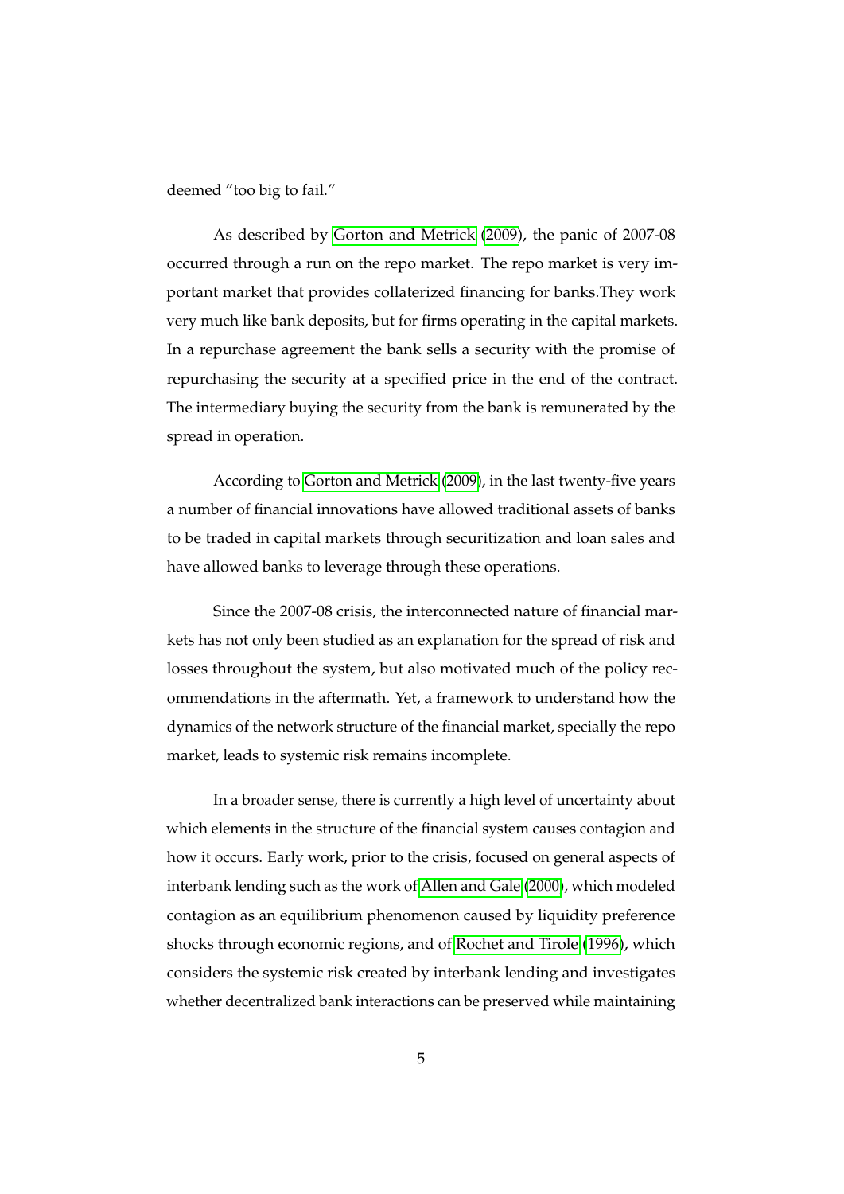deemed "too big to fail."

As described by Gorton and Metrick (2009), the panic of 2007-08 occurred through a run on the repo market. The repo market is very important market that provides collaterized financing for banks.They work very much like bank deposits, but for firms operating in the capital markets. In a repurchase agreement the bank sells a security with the promise of repurchasing the security at a specified price in the end of the contract. The intermediary buying the security from the bank is remunerated by the spread in operation.

According to Gorton and Metrick (2009), in the last twenty-five years a number of financial innovations have allowed traditional assets of banks to be traded in capital markets through securitization and loan sales and have allowed banks to leverage through these operations.

Since the 2007-08 crisis, the interconnected nature of financial markets has not only been studied as an explanation for the spread of risk and losses throughout the system, but also motivated much of the policy recommendations in the aftermath. Yet, a framework to understand how the dynamics of the network structure of the financial market, specially the repo market, leads to systemic risk remains incomplete.

In a broader sense, there is currently a high level of uncertainty about which elements in the structure of the financial system causes contagion and how it occurs. Early work, prior to the crisis, focused on general aspects of interbank lending such as the work of Allen and Gale (2000), which modeled contagion as an equilibrium phenomenon caused by liquidity preference shocks through economic regions, and of Rochet and Tirole (1996), which considers the systemic risk created by interbank lending and investigates whether decentralized bank interactions can be preserved while maintaining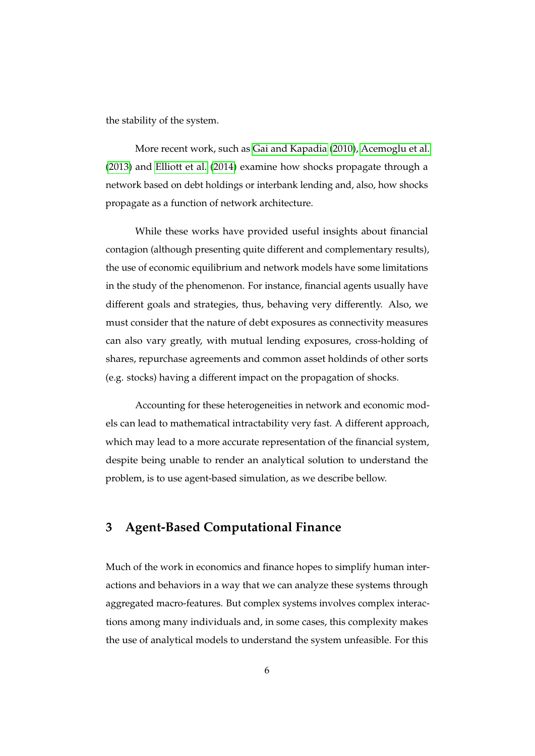the stability of the system.

More recent work, such as Gai and Kapadia (2010), Acemoglu et al. (2013) and Elliott et al. (2014) examine how shocks propagate through a network based on debt holdings or interbank lending and, also, how shocks propagate as a function of network architecture.

While these works have provided useful insights about financial contagion (although presenting quite different and complementary results), the use of economic equilibrium and network models have some limitations in the study of the phenomenon. For instance, financial agents usually have different goals and strategies, thus, behaving very differently. Also, we must consider that the nature of debt exposures as connectivity measures can also vary greatly, with mutual lending exposures, cross-holding of shares, repurchase agreements and common asset holdinds of other sorts (e.g. stocks) having a different impact on the propagation of shocks.

Accounting for these heterogeneities in network and economic models can lead to mathematical intractability very fast. A different approach, which may lead to a more accurate representation of the financial system, despite being unable to render an analytical solution to understand the problem, is to use agent-based simulation, as we describe bellow.

## 3 Agent-Based Computational Finance

Much of the work in economics and finance hopes to simplify human interactions and behaviors in a way that we can analyze these systems through aggregated macro-features. But complex systems involves complex interactions among many individuals and, in some cases, this complexity makes the use of analytical models to understand the system unfeasible. For this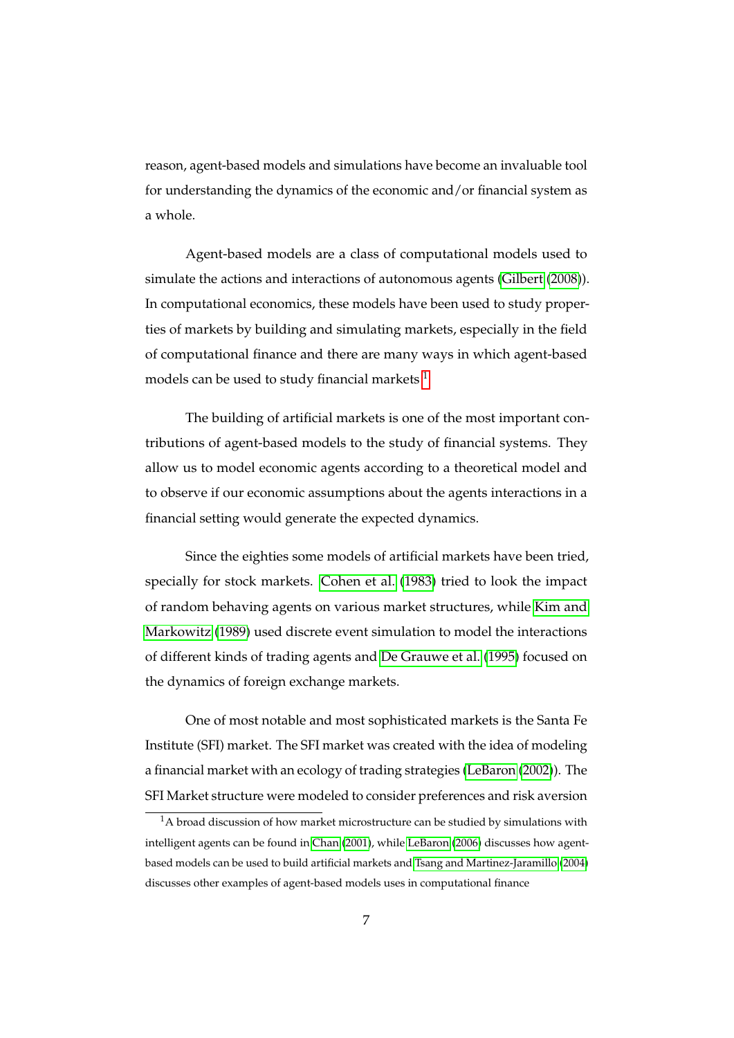reason, agent-based models and simulations have become an invaluable tool for understanding the dynamics of the economic and/or financial system as a whole.

Agent-based models are a class of computational models used to simulate the actions and interactions of autonomous agents (Gilbert (2008)). In computational economics, these models have been used to study properties of markets by building and simulating markets, especially in the field of computational finance and there are many ways in which agent-based models can be used to study financial markets [1].

The building of artificial markets is one of the most important contributions of agent-based models to the study of financial systems. They allow us to model economic agents according to a theoretical model and to observe if our economic assumptions about the agents interactions in a financial setting would generate the expected dynamics.

Since the eighties some models of artificial markets have been tried, specially for stock markets. Cohen et al. (1983) tried to look the impact of random behaving agents on various market structures, while Kim and Markowitz (1989) used discrete event simulation to model the interactions of different kinds of trading agents and De Grauwe et al. (1995) focused on the dynamics of foreign exchange markets.

One of most notable and most sophisticated markets is the Santa Fe Institute (SFI) market. The SFI market was created with the idea of modeling a financial market with an ecology of trading strategies (LeBaron (2002)). The SFI Market structure were modeled to consider preferences and risk aversion

[1] A broad discussion of how market microstructure can be studied by simulations with intelligent agents can be found in Chan (2001), while LeBaron (2006) discusses how agent-based models can be used to build artificial markets and Tsang and Martinez-Jaramillo (2004) discusses other examples of agent-based models uses in computational finance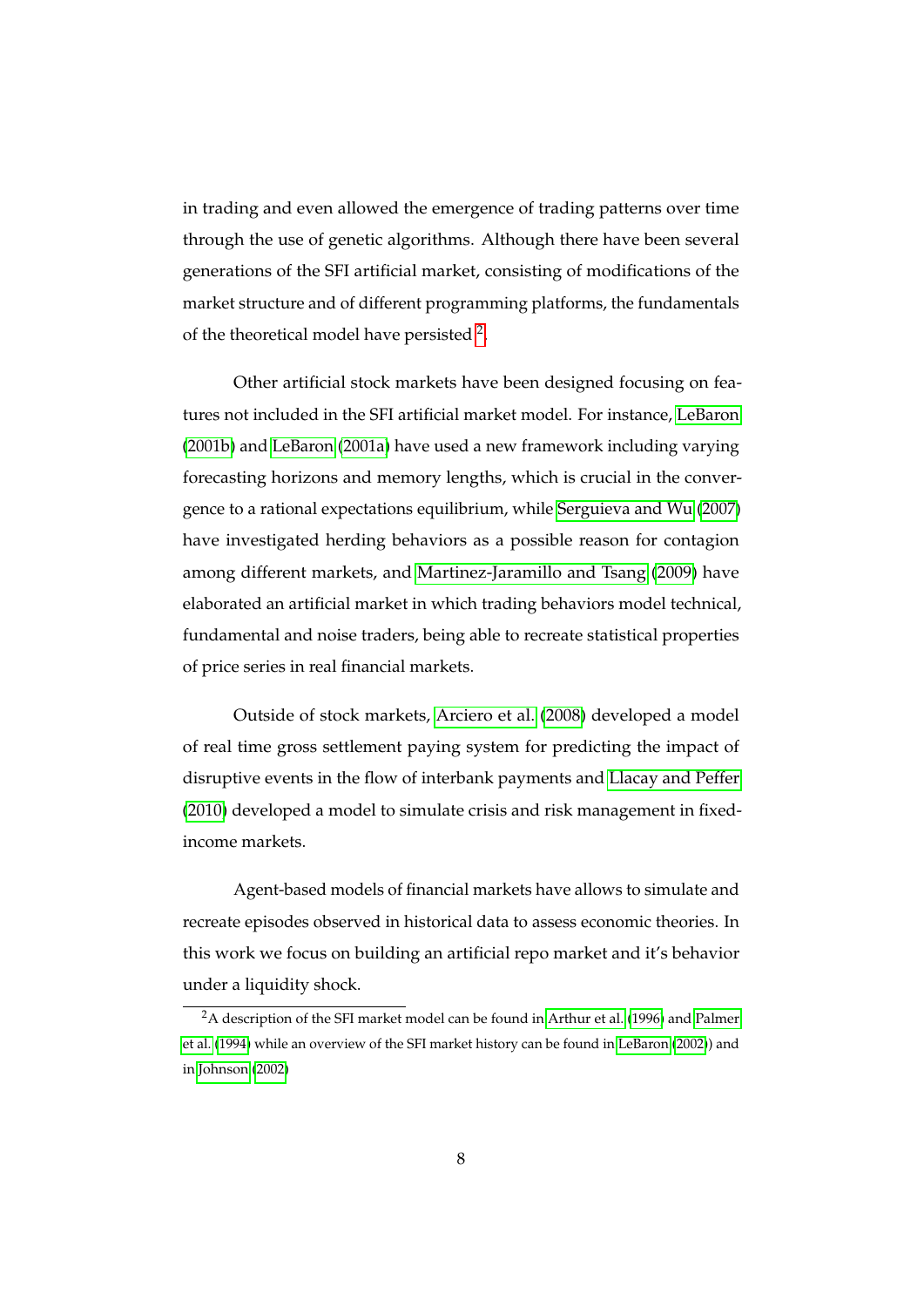in trading and even allowed the emergence of trading patterns over time through the use of genetic algorithms. Although there have been several generations of the SFI artificial market, consisting of modifications of the market structure and of different programming platforms, the fundamentals of the theoretical model have persisted [2].

Other artificial stock markets have been designed focusing on features not included in the SFI artificial market model. For instance, LeBaron (2001b) and LeBaron (2001a) have used a new framework including varying forecasting horizons and memory lengths, which is crucial in the convergence to a rational expectations equilibrium, while Serguieva and Wu (2007) have investigated herding behaviors as a possible reason for contagion among different markets, and Martinez-Jaramillo and Tsang (2009) have elaborated an artificial market in which trading behaviors model technical, fundamental and noise traders, being able to recreate statistical properties of price series in real financial markets.

Outside of stock markets, Arciero et al. (2008) developed a model of real time gross settlement paying system for predicting the impact of disruptive events in the flow of interbank payments and Llacay and Peffer (2010) developed a model to simulate crisis and risk management in fixed-income markets.

Agent-based models of financial markets have allows to simulate and recreate episodes observed in historical data to assess economic theories. In this work we focus on building an artificial repo market and it's behavior under a liquidity shock.

[2] A description of the SFI market model can be found in Arthur et al. (1996) and Palmer et al. (1994) while an overview of the SFI market history can be found in LeBaron (2002)) and in Johnson (2002)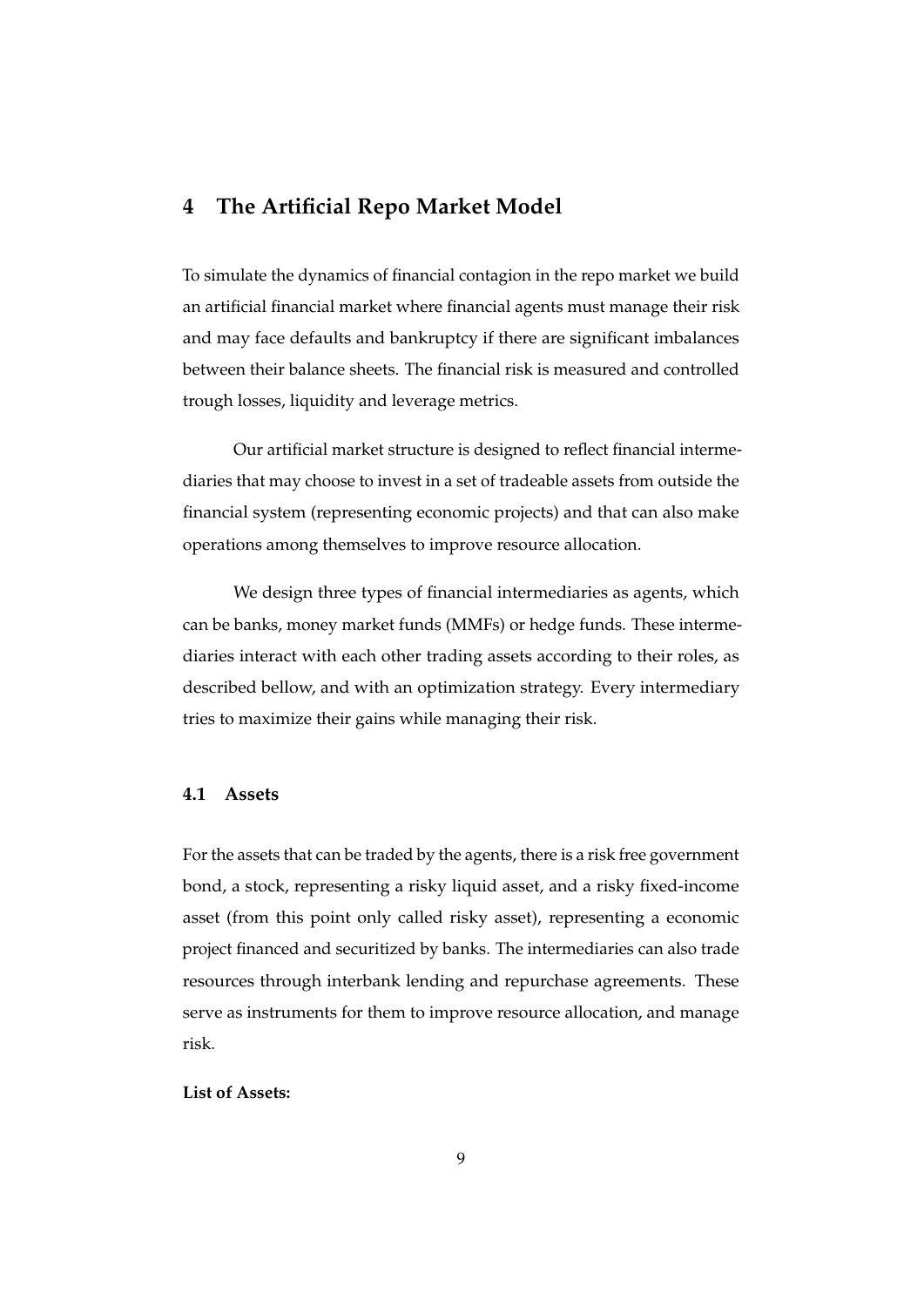## 4 The Artificial Repo Market Model

To simulate the dynamics of financial contagion in the repo market we build an artificial financial market where financial agents must manage their risk and may face defaults and bankruptcy if there are significant imbalances between their balance sheets. The financial risk is measured and controlled trough losses, liquidity and leverage metrics.

Our artificial market structure is designed to reflect financial intermediaries that may choose to invest in a set of tradeable assets from outside the financial system (representing economic projects) and that can also make operations among themselves to improve resource allocation.

We design three types of financial intermediaries as agents, which can be banks, money market funds (MMFs) or hedge funds. These intermediaries interact with each other trading assets according to their roles, as described bellow, and with an optimization strategy. Every intermediary tries to maximize their gains while managing their risk.

### 4.1 Assets

For the assets that can be traded by the agents, there is a risk free government bond, a stock, representing a risky liquid asset, and a risky fixed-income asset (from this point only called risky asset), representing a economic project financed and securitized by banks. The intermediaries can also trade resources through interbank lending and repurchase agreements. These serve as instruments for them to improve resource allocation, and manage risk.

**List of Assets:**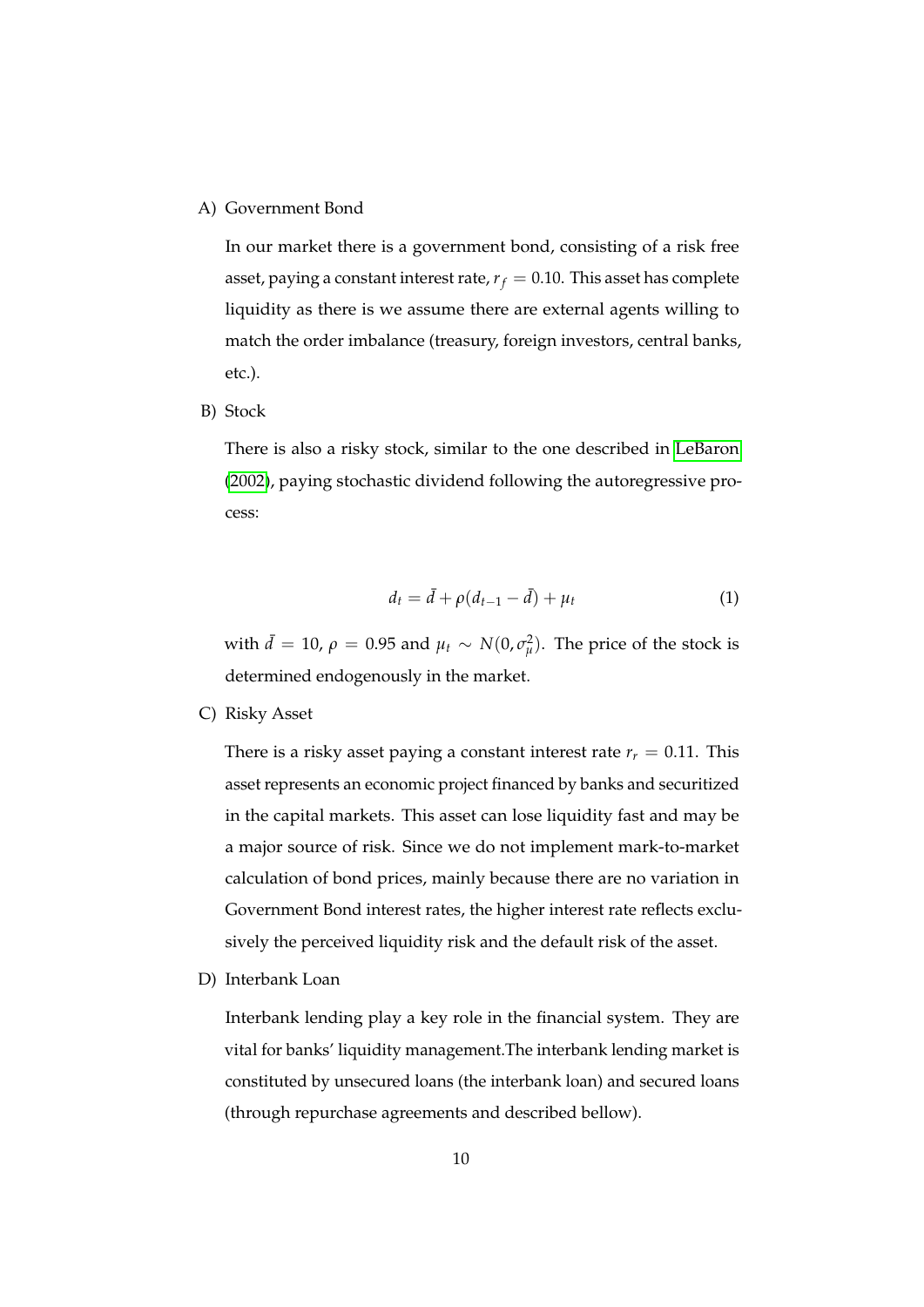A) Government Bond

In our market there is a government bond, consisting of a risk free asset, paying a constant interest rate, $r_f = 0.10$. This asset has complete liquidity as there is we assume there are external agents willing to match the order imbalance (treasury, foreign investors, central banks, etc.).

B) Stock

There is also a risky stock, similar to the one described in LeBaron (2002), paying stochastic dividend following the autoregressive process:

$$d_t = \bar{d} + \rho(d_{t-1} - \bar{d}) + \mu_t \tag{1}$$

with $\bar{d} = 10$, $\rho = 0.95$ and $\mu_t \sim N(0, \sigma_\mu^2)$. The price of the stock is determined endogenously in the market.

C) Risky Asset

There is a risky asset paying a constant interest rate $r_r = 0.11$. This asset represents an economic project financed by banks and securitized in the capital markets. This asset can lose liquidity fast and may be a major source of risk. Since we do not implement mark-to-market calculation of bond prices, mainly because there are no variation in Government Bond interest rates, the higher interest rate reflects exclusively the perceived liquidity risk and the default risk of the asset.

D) Interbank Loan

Interbank lending play a key role in the financial system. They are vital for banks' liquidity management.The interbank lending market is constituted by unsecured loans (the interbank loan) and secured loans (through repurchase agreements and described bellow).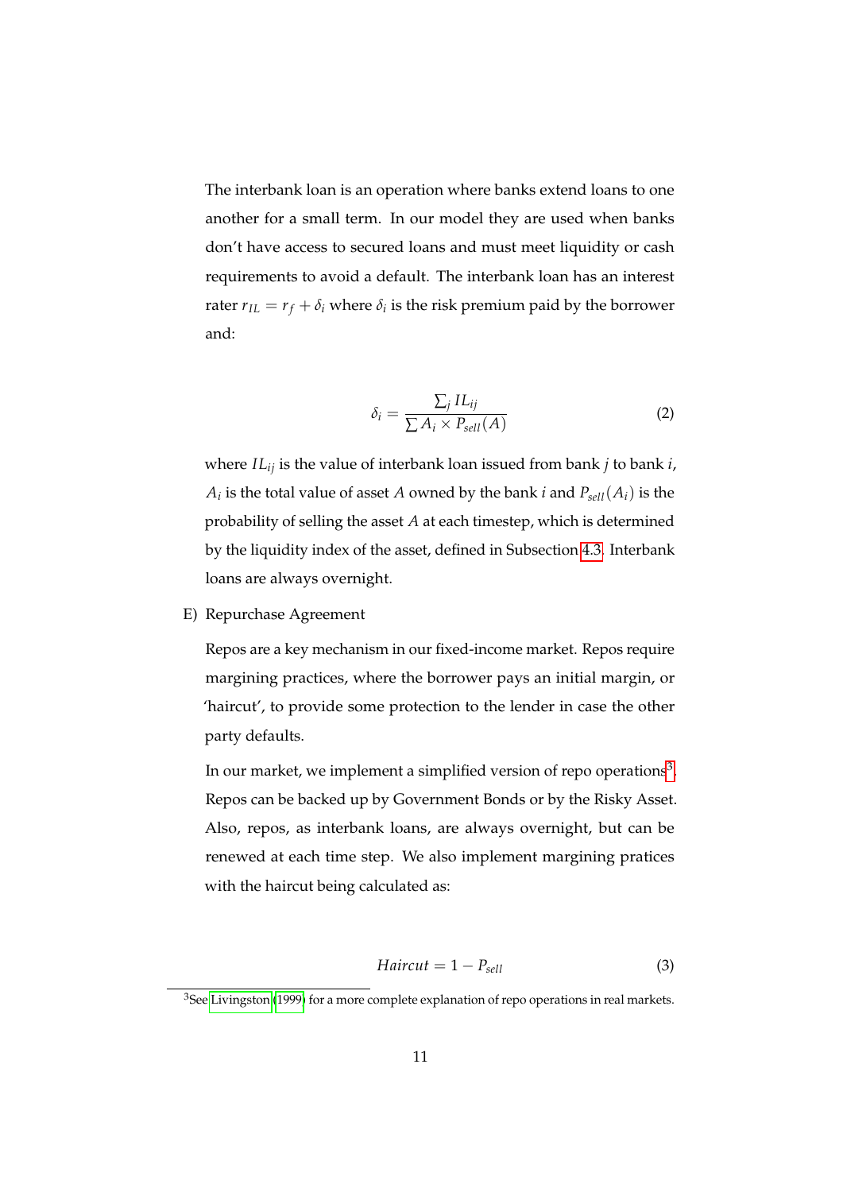The interbank loan is an operation where banks extend loans to one another for a small term. In our model they are used when banks don't have access to secured loans and must meet liquidity or cash requirements to avoid a default. The interbank loan has an interest rater $r_{IL} = r_f + \delta_i$ where $\delta_i$ is the risk premium paid by the borrower and:

$$\delta_i = \frac{\sum_j IL_{ij}}{\sum A_i \times P_{sell}(A)} \tag{2}$$

where $IL_{ij}$ is the value of interbank loan issued from bank $j$ to bank $i$, $A_i$ is the total value of asset $A$ owned by the bank $i$ and $P_{sell}(A_i)$ is the probability of selling the asset $A$ at each timestep, which is determined by the liquidity index of the asset, defined in Subsection 4.3. Interbank loans are always overnight.

E) Repurchase Agreement

Repos are a key mechanism in our fixed-income market. Repos require margining practices, where the borrower pays an initial margin, or 'haircut', to provide some protection to the lender in case the other party defaults.

In our market, we implement a simplified version of repo operations[3]. Repos can be backed up by Government Bonds or by the Risky Asset. Also, repos, as interbank loans, are always overnight, but can be renewed at each time step. We also implement margining pratices with the haircut being calculated as:

$$Haircut = 1 - P_{sell} \tag{3}$$

[3] See Livingston (1999) for a more complete explanation of repo operations in real markets.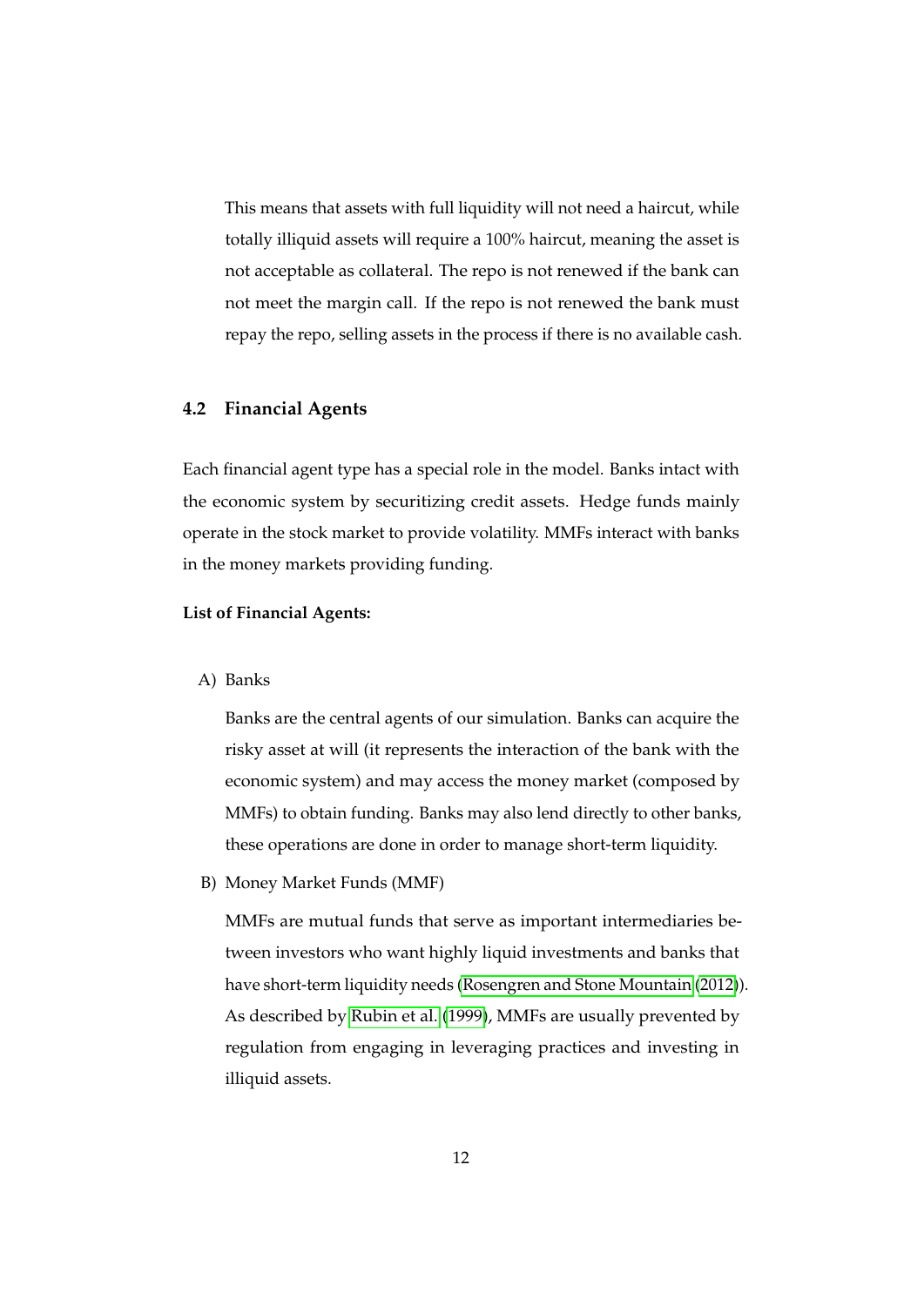This means that assets with full liquidity will not need a haircut, while totally illiquid assets will require a 100% haircut, meaning the asset is not acceptable as collateral. The repo is not renewed if the bank can not meet the margin call. If the repo is not renewed the bank must repay the repo, selling assets in the process if there is no available cash.

### 4.2 Financial Agents

Each financial agent type has a special role in the model. Banks intact with the economic system by securitizing credit assets. Hedge funds mainly operate in the stock market to provide volatility. MMFs interact with banks in the money markets providing funding.

**List of Financial Agents:**

A) Banks

Banks are the central agents of our simulation. Banks can acquire the risky asset at will (it represents the interaction of the bank with the economic system) and may access the money market (composed by MMFs) to obtain funding. Banks may also lend directly to other banks, these operations are done in order to manage short-term liquidity.

B) Money Market Funds (MMF)

MMFs are mutual funds that serve as important intermediaries between investors who want highly liquid investments and banks that have short-term liquidity needs (Rosengren and Stone Mountain (2012)). As described by Rubin et al. (1999), MMFs are usually prevented by regulation from engaging in leveraging practices and investing in illiquid assets.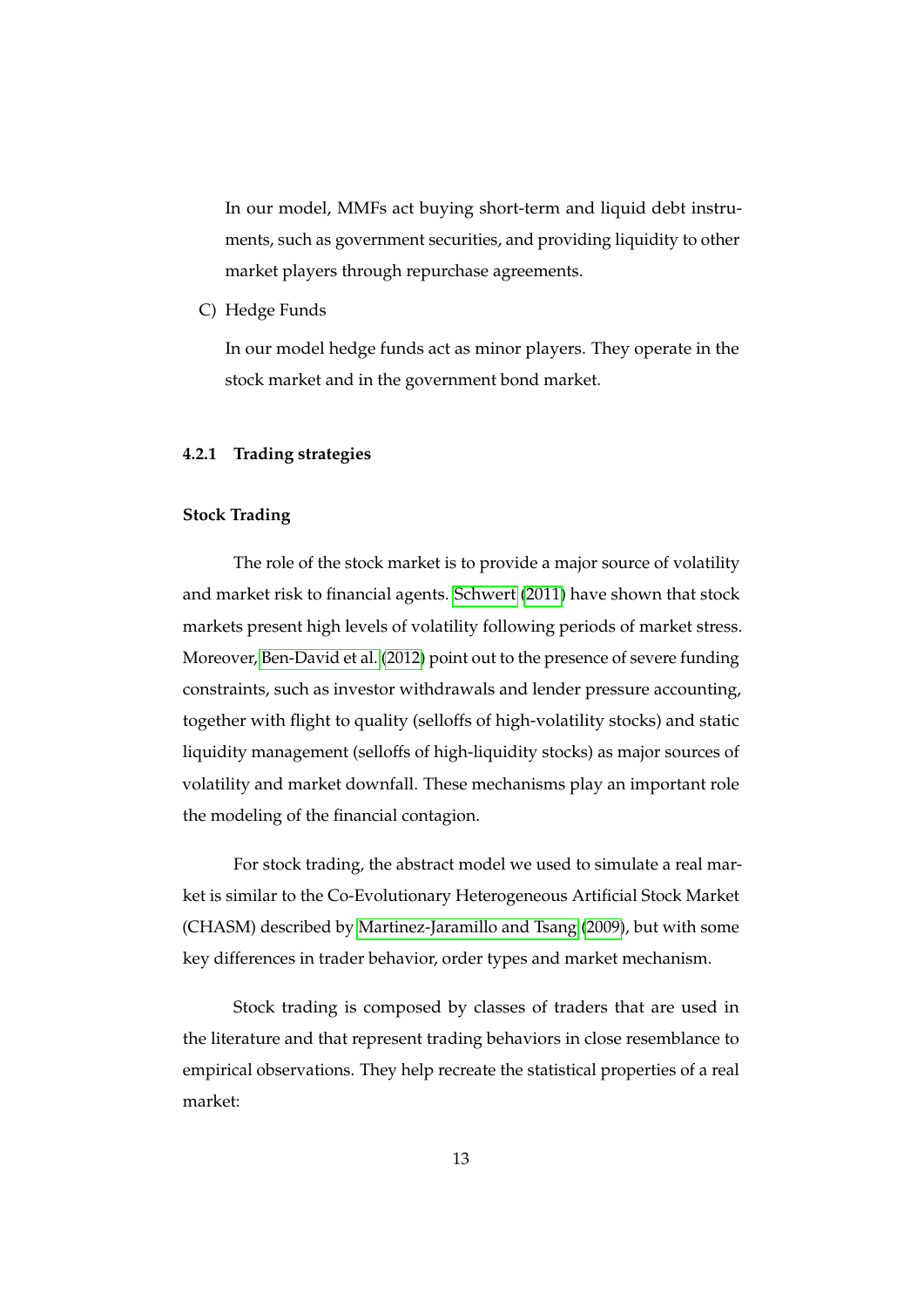In our model, MMFs act buying short-term and liquid debt instruments, such as government securities, and providing liquidity to other market players through repurchase agreements.

C) Hedge Funds

In our model hedge funds act as minor players. They operate in the stock market and in the government bond market.

#### 4.2.1 Trading strategies

**Stock Trading**

The role of the stock market is to provide a major source of volatility and market risk to financial agents. Schwert (2011) have shown that stock markets present high levels of volatility following periods of market stress. Moreover, Ben-David et al. (2012) point out to the presence of severe funding constraints, such as investor withdrawals and lender pressure accounting, together with flight to quality (selloffs of high-volatility stocks) and static liquidity management (selloffs of high-liquidity stocks) as major sources of volatility and market downfall. These mechanisms play an important role the modeling of the financial contagion.

For stock trading, the abstract model we used to simulate a real market is similar to the Co-Evolutionary Heterogeneous Artificial Stock Market (CHASM) described by Martinez-Jaramillo and Tsang (2009), but with some key differences in trader behavior, order types and market mechanism.

Stock trading is composed by classes of traders that are used in the literature and that represent trading behaviors in close resemblance to empirical observations. They help recreate the statistical properties of a real market: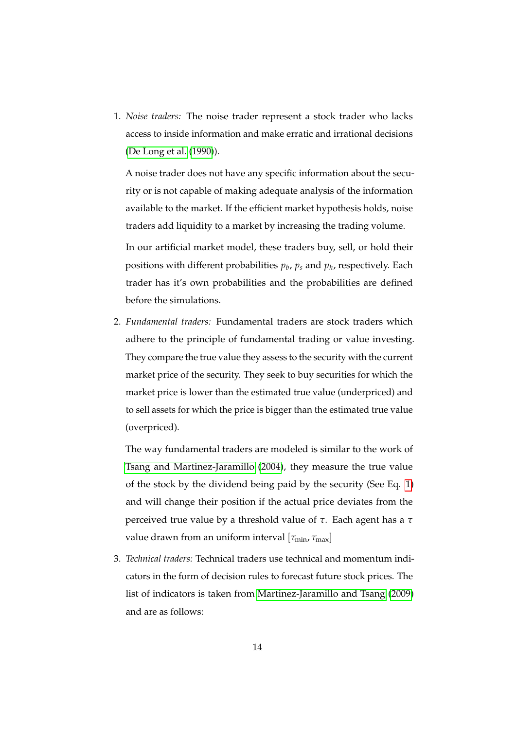1. *Noise traders:* The noise trader represent a stock trader who lacks access to inside information and make erratic and irrational decisions (De Long et al. (1990)).

   A noise trader does not have any specific information about the security or is not capable of making adequate analysis of the information available to the market. If the efficient market hypothesis holds, noise traders add liquidity to a market by increasing the trading volume.

   In our artificial market model, these traders buy, sell, or hold their positions with different probabilities $p_b$, $p_s$ and $p_h$, respectively. Each trader has it's own probabilities and the probabilities are defined before the simulations.

2. *Fundamental traders:* Fundamental traders are stock traders which adhere to the principle of fundamental trading or value investing. They compare the true value they assess to the security with the current market price of the security. They seek to buy securities for which the market price is lower than the estimated true value (underpriced) and to sell assets for which the price is bigger than the estimated true value (overpriced).

   The way fundamental traders are modeled is similar to the work of Tsang and Martinez-Jaramillo (2004), they measure the true value of the stock by the dividend being paid by the security (See Eq. 1) and will change their position if the actual price deviates from the perceived true value by a threshold value of $\tau$. Each agent has a $\tau$ value drawn from an uniform interval $[\tau_{\min}, \tau_{\max}]$

3. *Technical traders:* Technical traders use technical and momentum indicators in the form of decision rules to forecast future stock prices. The list of indicators is taken from Martinez-Jaramillo and Tsang (2009) and are as follows: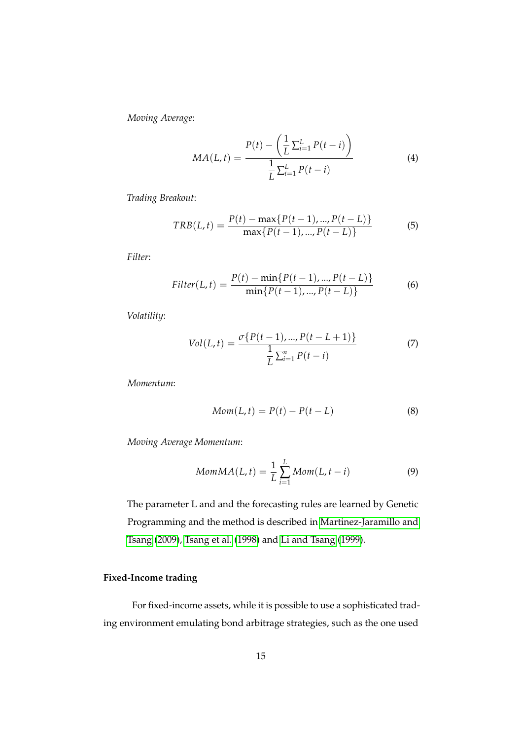*Moving Average*:

$$MA(L,t) = \frac{P(t) - \left(\frac{1}{L}\sum_{i=1}^{L} P(t-i)\right)}{\frac{1}{L}\sum_{i=1}^{L} P(t-i)} \tag{4}$$

*Trading Breakout*:

$$TRB(L,t) = \frac{P(t) - \max\{P(t-1), ..., P(t-L)\}}{\max\{P(t-1), ..., P(t-L)\}} \tag{5}$$

*Filter*:

$$Filter(L,t) = \frac{P(t) - \min\{P(t-1), ..., P(t-L)\}}{\min\{P(t-1), ..., P(t-L)\}} \tag{6}$$

*Volatility*:

$$Vol(L,t) = \frac{\sigma\{P(t-1), ..., P(t-L+1)\}}{\frac{1}{L}\sum_{i=1}^{n} P(t-i)} \tag{7}$$

*Momentum*:

$$Mom(L,t) = P(t) - P(t-L) \tag{8}$$

*Moving Average Momentum*:

$$MomMA(L,t) = \frac{1}{L}\sum_{i=1}^{L} Mom(L, t-i) \tag{9}$$

The parameter L and and the forecasting rules are learned by Genetic Programming and the method is described in Martinez-Jaramillo and Tsang (2009), Tsang et al. (1998) and Li and Tsang (1999).

#### Fixed-Income trading

For fixed-income assets, while it is possible to use a sophisticated trading environment emulating bond arbitrage strategies, such as the one used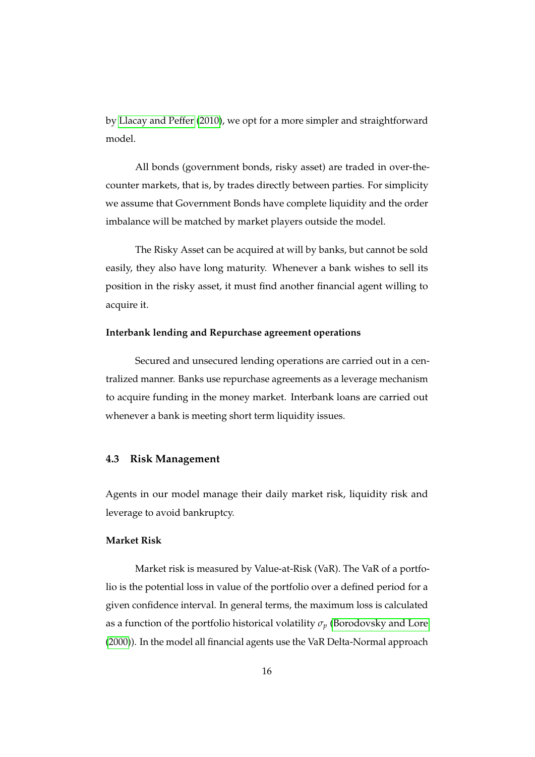by Llacay and Peffer (2010), we opt for a more simpler and straightforward model.

All bonds (government bonds, risky asset) are traded in over-the-counter markets, that is, by trades directly between parties. For simplicity we assume that Government Bonds have complete liquidity and the order imbalance will be matched by market players outside the model.

The Risky Asset can be acquired at will by banks, but cannot be sold easily, they also have long maturity. Whenever a bank wishes to sell its position in the risky asset, it must find another financial agent willing to acquire it.

**Interbank lending and Repurchase agreement operations**

Secured and unsecured lending operations are carried out in a centralized manner. Banks use repurchase agreements as a leverage mechanism to acquire funding in the money market. Interbank loans are carried out whenever a bank is meeting short term liquidity issues.

### 4.3 Risk Management

Agents in our model manage their daily market risk, liquidity risk and leverage to avoid bankruptcy.

**Market Risk**

Market risk is measured by Value-at-Risk (VaR). The VaR of a portfolio is the potential loss in value of the portfolio over a defined period for a given confidence interval. In general terms, the maximum loss is calculated as a function of the portfolio historical volatility $\sigma_p$ (Borodovsky and Lore (2000)). In the model all financial agents use the VaR Delta-Normal approach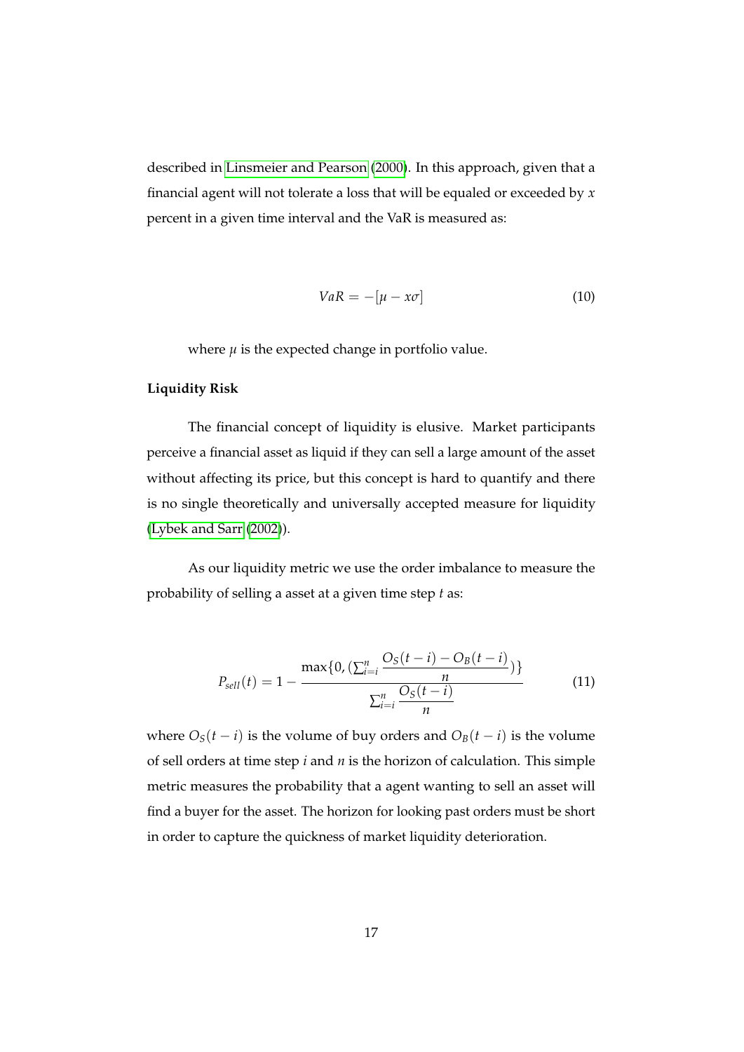described in Linsmeier and Pearson (2000). In this approach, given that a financial agent will not tolerate a loss that will be equaled or exceeded by $x$ percent in a given time interval and the VaR is measured as:

$$VaR = -[\mu - x\sigma] \tag{10}$$

where $\mu$ is the expected change in portfolio value.

**Liquidity Risk**

The financial concept of liquidity is elusive. Market participants perceive a financial asset as liquid if they can sell a large amount of the asset without affecting its price, but this concept is hard to quantify and there is no single theoretically and universally accepted measure for liquidity (Lybek and Sarr (2002)).

As our liquidity metric we use the order imbalance to measure the probability of selling a asset at a given time step $t$ as:

$$P_{sell}(t) = 1 - \frac{\max\{0, (\sum_{i=i}^{n} \frac{O_S(t-i) - O_B(t-i)}{n})\}}{\sum_{i=i}^{n} \frac{O_S(t-i)}{n}} \tag{11}$$

where $O_S(t-i)$ is the volume of buy orders and $O_B(t-i)$ is the volume of sell orders at time step $i$ and $n$ is the horizon of calculation. This simple metric measures the probability that a agent wanting to sell an asset will find a buyer for the asset. The horizon for looking past orders must be short in order to capture the quickness of market liquidity deterioration.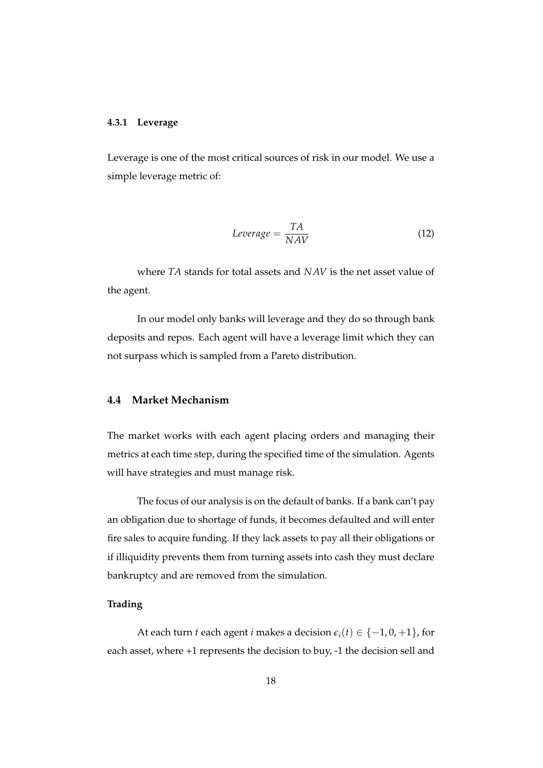#### 4.3.1 Leverage

Leverage is one of the most critical sources of risk in our model. We use a simple leverage metric of:

$$Leverage = \frac{TA}{NAV} \tag{12}$$

where $TA$ stands for total assets and $NAV$ is the net asset value of the agent.

In our model only banks will leverage and they do so through bank deposits and repos. Each agent will have a leverage limit which they can not surpass which is sampled from a Pareto distribution.

### 4.4 Market Mechanism

The market works with each agent placing orders and managing their metrics at each time step, during the specified time of the simulation. Agents will have strategies and must manage risk.

The focus of our analysis is on the default of banks. If a bank can't pay an obligation due to shortage of funds, it becomes defaulted and will enter fire sales to acquire funding. If they lack assets to pay all their obligations or if illiquidity prevents them from turning assets into cash they must declare bankruptcy and are removed from the simulation.

**Trading**

At each turn $t$ each agent $i$ makes a decision $\epsilon_i(t) \in \{-1, 0, +1\}$, for each asset, where +1 represents the decision to buy, -1 the decision sell and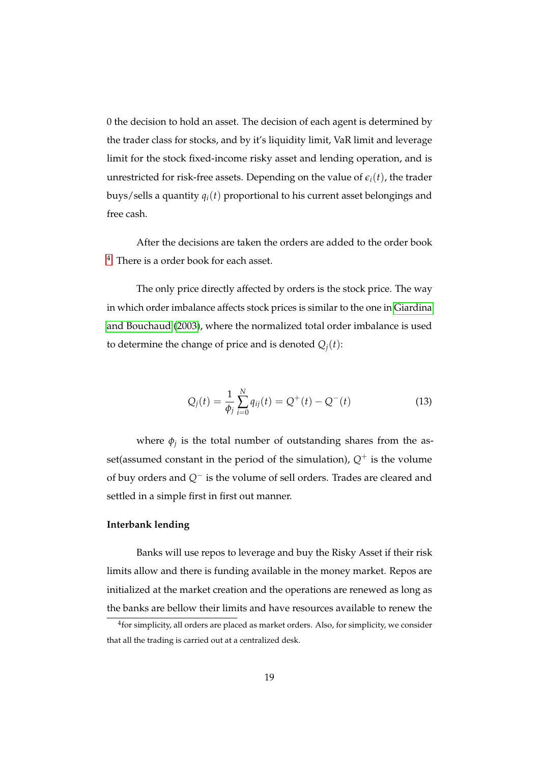0 the decision to hold an asset. The decision of each agent is determined by the trader class for stocks, and by it's liquidity limit, VaR limit and leverage limit for the stock fixed-income risky asset and lending operation, and is unrestricted for risk-free assets. Depending on the value of $\epsilon_i(t)$, the trader buys/sells a quantity $q_i(t)$ proportional to his current asset belongings and free cash.

After the decisions are taken the orders are added to the order book [4]. There is a order book for each asset.

The only price directly affected by orders is the stock price. The way in which order imbalance affects stock prices is similar to the one in Giardina and Bouchaud (2003), where the normalized total order imbalance is used to determine the change of price and is denoted $Q_j(t)$:

$$Q_j(t) = \frac{1}{\phi_j} \sum_{i=0}^{N} q_{ij}(t) = Q^+(t) - Q^-(t) \tag{13}$$

where $\phi_j$ is the total number of outstanding shares from the asset(assumed constant in the period of the simulation), $Q^+$ is the volume of buy orders and $Q^-$ is the volume of sell orders. Trades are cleared and settled in a simple first in first out manner.

**Interbank lending**

Banks will use repos to leverage and buy the Risky Asset if their risk limits allow and there is funding available in the money market. Repos are initialized at the market creation and the operations are renewed as long as the banks are bellow their limits and have resources available to renew the

[4] for simplicity, all orders are placed as market orders. Also, for simplicity, we consider that all the trading is carried out at a centralized desk.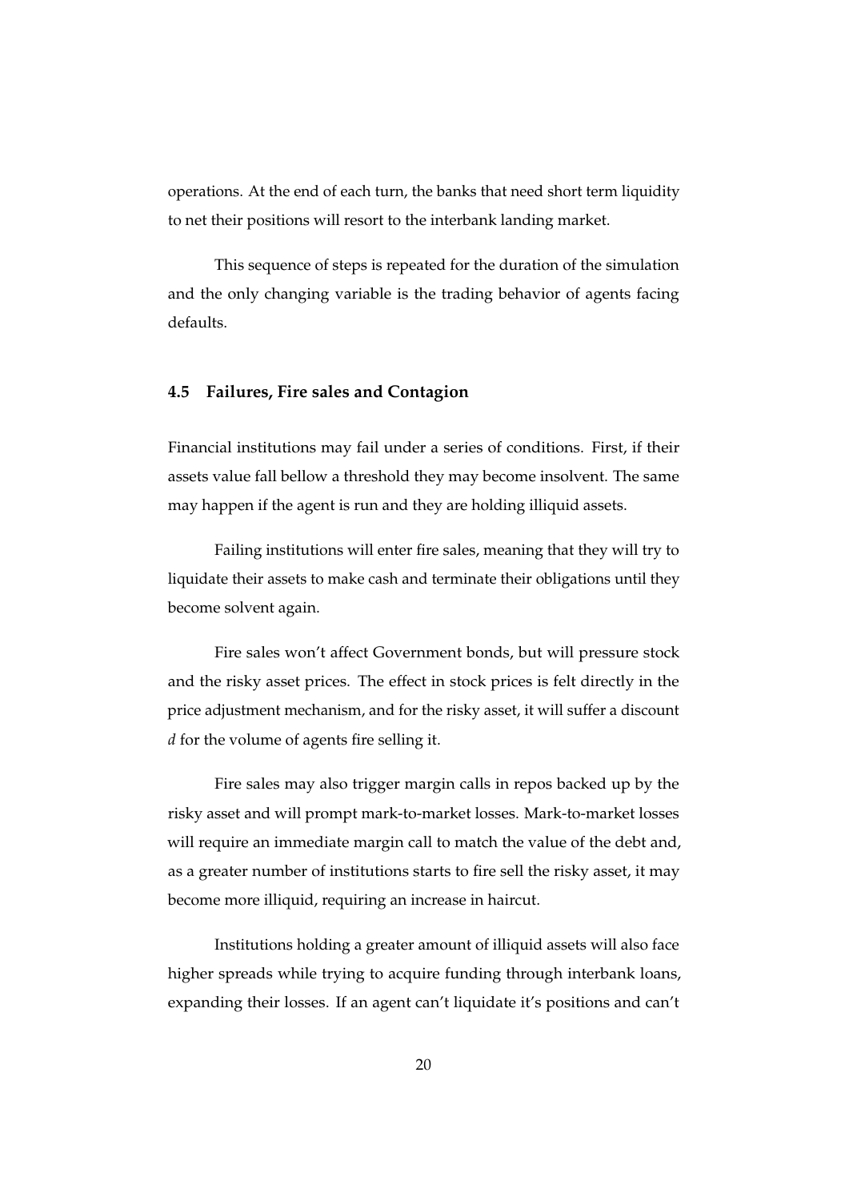operations. At the end of each turn, the banks that need short term liquidity to net their positions will resort to the interbank landing market.

This sequence of steps is repeated for the duration of the simulation and the only changing variable is the trading behavior of agents facing defaults.

### 4.5 Failures, Fire sales and Contagion

Financial institutions may fail under a series of conditions. First, if their assets value fall bellow a threshold they may become insolvent. The same may happen if the agent is run and they are holding illiquid assets.

Failing institutions will enter fire sales, meaning that they will try to liquidate their assets to make cash and terminate their obligations until they become solvent again.

Fire sales won't affect Government bonds, but will pressure stock and the risky asset prices. The effect in stock prices is felt directly in the price adjustment mechanism, and for the risky asset, it will suffer a discount $d$ for the volume of agents fire selling it.

Fire sales may also trigger margin calls in repos backed up by the risky asset and will prompt mark-to-market losses. Mark-to-market losses will require an immediate margin call to match the value of the debt and, as a greater number of institutions starts to fire sell the risky asset, it may become more illiquid, requiring an increase in haircut.

Institutions holding a greater amount of illiquid assets will also face higher spreads while trying to acquire funding through interbank loans, expanding their losses. If an agent can't liquidate it's positions and can't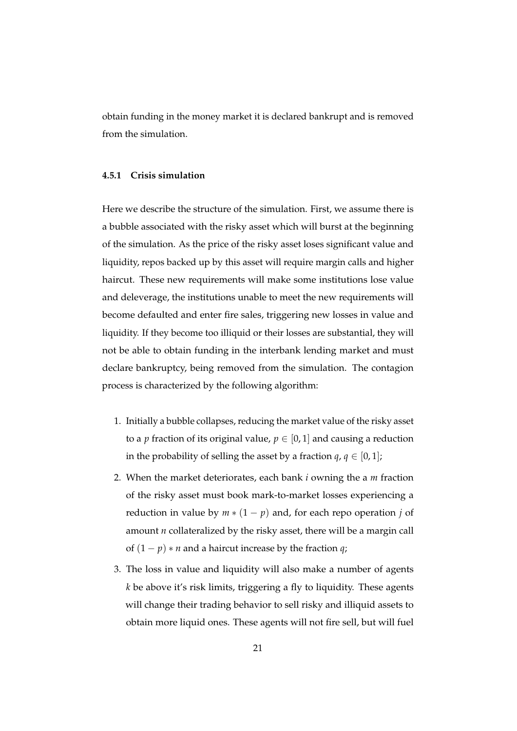obtain funding in the money market it is declared bankrupt and is removed from the simulation.

### 4.5.1 Crisis simulation

Here we describe the structure of the simulation. First, we assume there is a bubble associated with the risky asset which will burst at the beginning of the simulation. As the price of the risky asset loses significant value and liquidity, repos backed up by this asset will require margin calls and higher haircut. These new requirements will make some institutions lose value and deleverage, the institutions unable to meet the new requirements will become defaulted and enter fire sales, triggering new losses in value and liquidity. If they become too illiquid or their losses are substantial, they will not be able to obtain funding in the interbank lending market and must declare bankruptcy, being removed from the simulation. The contagion process is characterized by the following algorithm:

1. Initially a bubble collapses, reducing the market value of the risky asset to a $p$ fraction of its original value, $p \in [0, 1]$ and causing a reduction in the probability of selling the asset by a fraction $q$, $q \in [0, 1]$;
2. When the market deteriorates, each bank $i$ owning the a $m$ fraction of the risky asset must book mark-to-market losses experiencing a reduction in value by $m * (1 - p)$ and, for each repo operation $j$ of amount $n$ collateralized by the risky asset, there will be a margin call of $(1 - p) * n$ and a haircut increase by the fraction $q$;
3. The loss in value and liquidity will also make a number of agents $k$ be above it's risk limits, triggering a fly to liquidity. These agents will change their trading behavior to sell risky and illiquid assets to obtain more liquid ones. These agents will not fire sell, but will fuel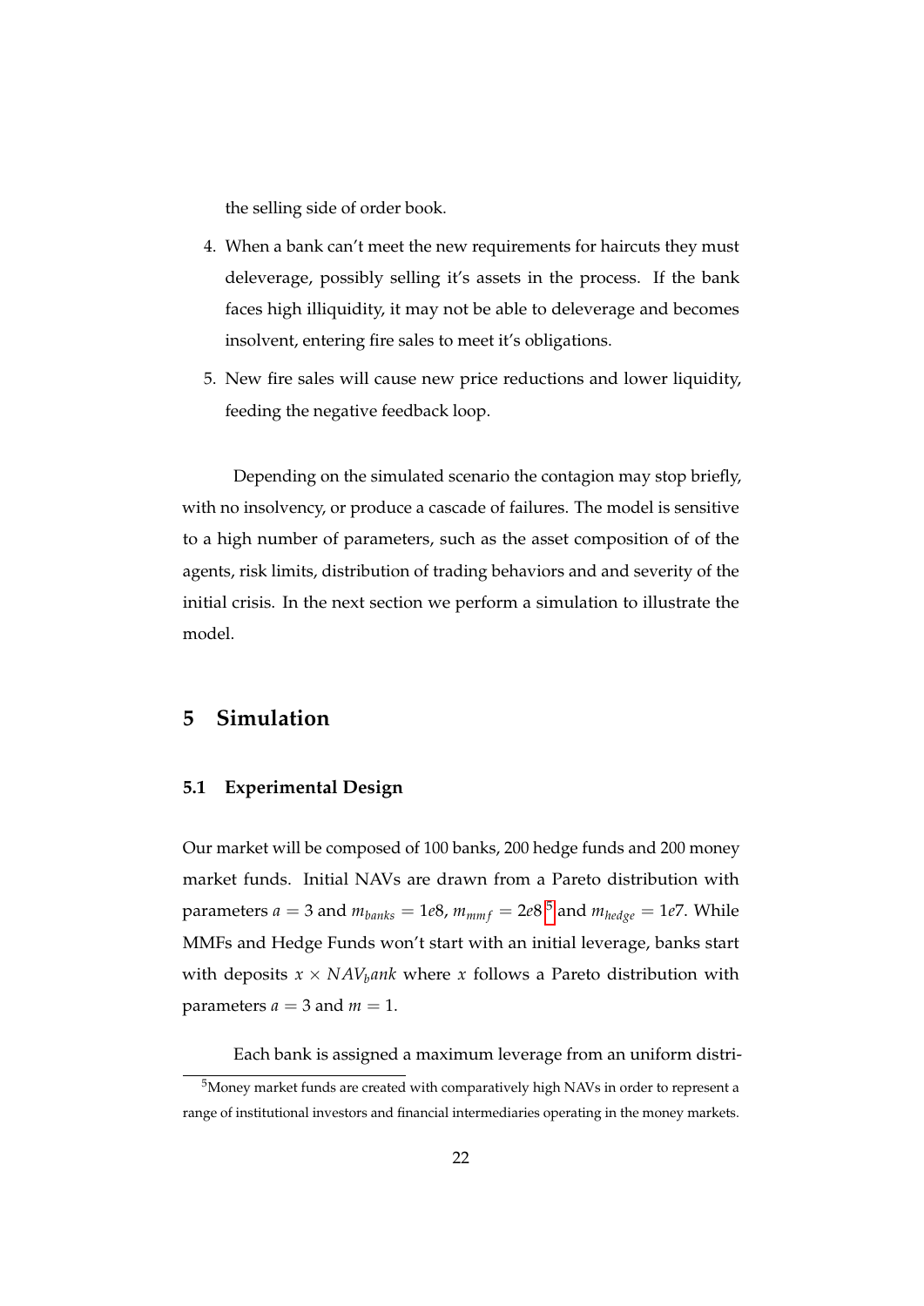the selling side of order book.

4. When a bank can't meet the new requirements for haircuts they must deleverage, possibly selling it's assets in the process. If the bank faces high illiquidity, it may not be able to deleverage and becomes insolvent, entering fire sales to meet it's obligations.
5. New fire sales will cause new price reductions and lower liquidity, feeding the negative feedback loop.

Depending on the simulated scenario the contagion may stop briefly, with no insolvency, or produce a cascade of failures. The model is sensitive to a high number of parameters, such as the asset composition of of the agents, risk limits, distribution of trading behaviors and and severity of the initial crisis. In the next section we perform a simulation to illustrate the model.

## 5 Simulation

### 5.1 Experimental Design

Our market will be composed of 100 banks, 200 hedge funds and 200 money market funds. Initial NAVs are drawn from a Pareto distribution with parameters $a = 3$ and $m_{banks} = 1e8$, $m_{mmf} = 2e8$ [5] and $m_{hedge} = 1e7$. While MMFs and Hedge Funds won't start with an initial leverage, banks start with deposits $x \times NAV_bank$ where $x$ follows a Pareto distribution with parameters $a = 3$ and $m = 1$.

Each bank is assigned a maximum leverage from an uniform distri-

[5] Money market funds are created with comparatively high NAVs in order to represent a range of institutional investors and financial intermediaries operating in the money markets.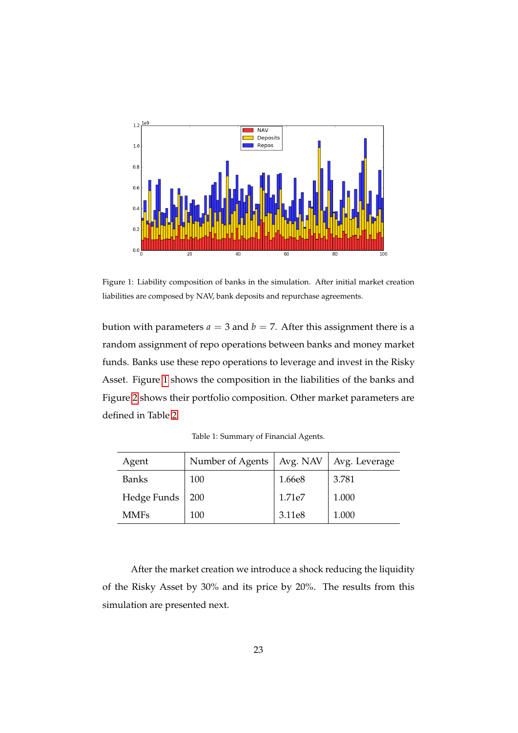Figure 1: Liability composition of banks in the simulation. After initial market creation liabilities are composed by NAV, bank deposits and repurchase agreements.

bution with parameters $a = 3$ and $b = 7$. After this assignment there is a random assignment of repo operations between banks and money market funds. Banks use these repo operations to leverage and invest in the Risky Asset. Figure 1 shows the composition in the liabilities of the banks and Figure 2 shows their portfolio composition. Other market parameters are defined in Table 2.

Table 1: Summary of Financial Agents.

| Agent | Number of Agents | Avg. NAV | Avg. Leverage |
|---|---|---|---|
| Banks | 100 | 1.66e8 | 3.781 |
| Hedge Funds | 200 | 1.71e7 | 1.000 |
| MMFs | 100 | 3.11e8 | 1.000 |

After the market creation we introduce a shock reducing the liquidity of the Risky Asset by 30% and its price by 20%. The results from this simulation are presented next.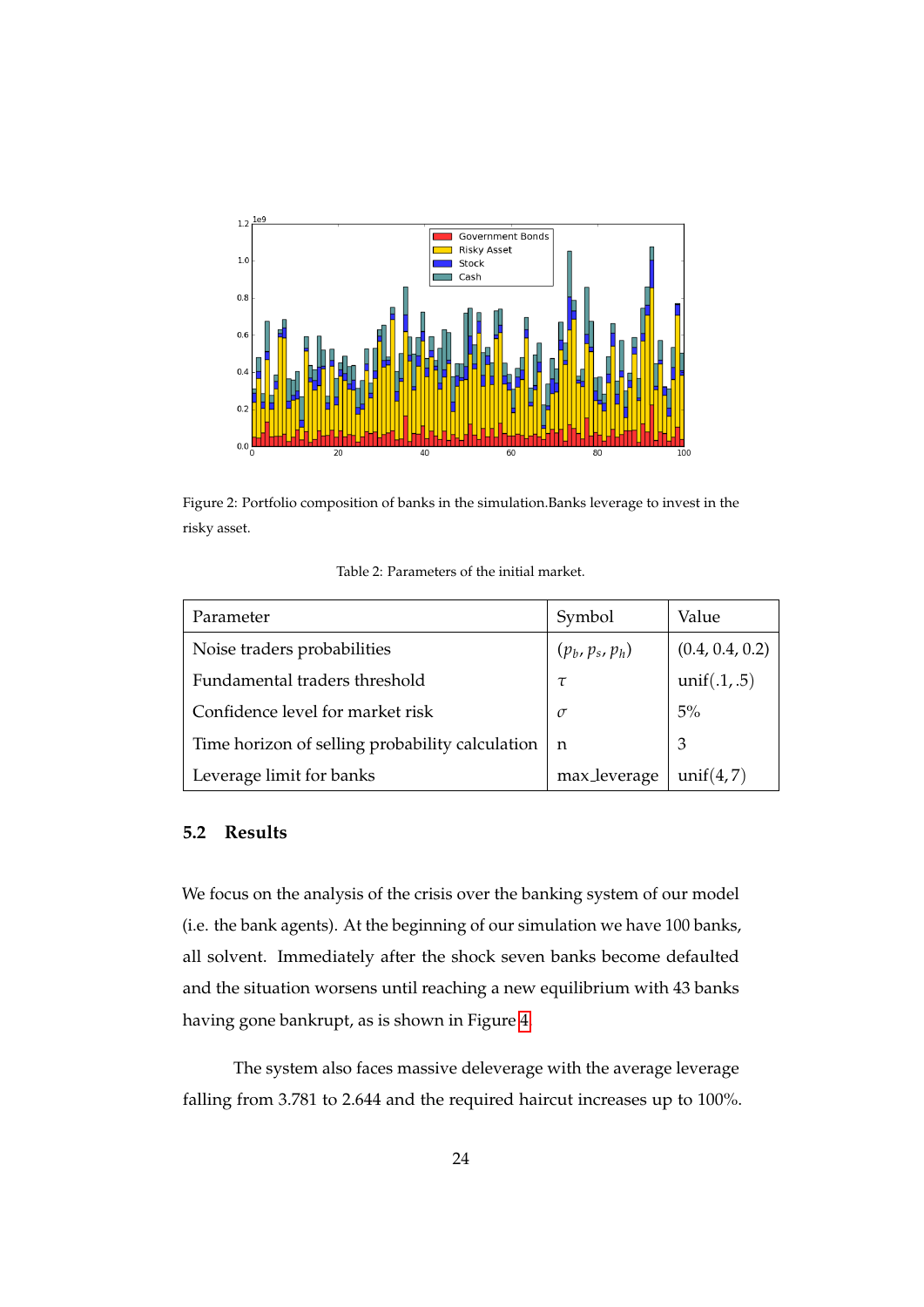Figure 2: Portfolio composition of banks in the simulation.Banks leverage to invest in the risky asset.

Table 2: Parameters of the initial market.

| Parameter | Symbol | Value |
|---|---|---|
| Noise traders probabilities | $(p_b, p_s, p_h)$ | (0.4, 0.4, 0.2) |
| Fundamental traders threshold | $\tau$ | unif(.1, .5) |
| Confidence level for market risk | $\sigma$ | 5% |
| Time horizon of selling probability calculation | n | 3 |
| Leverage limit for banks | max_leverage | unif(4, 7) |

## 5.2 Results

We focus on the analysis of the crisis over the banking system of our model (i.e. the bank agents). At the beginning of our simulation we have 100 banks, all solvent. Immediately after the shock seven banks become defaulted and the situation worsens until reaching a new equilibrium with 43 banks having gone bankrupt, as is shown in Figure 4.

The system also faces massive deleverage with the average leverage falling from 3.781 to 2.644 and the required haircut increases up to 100%.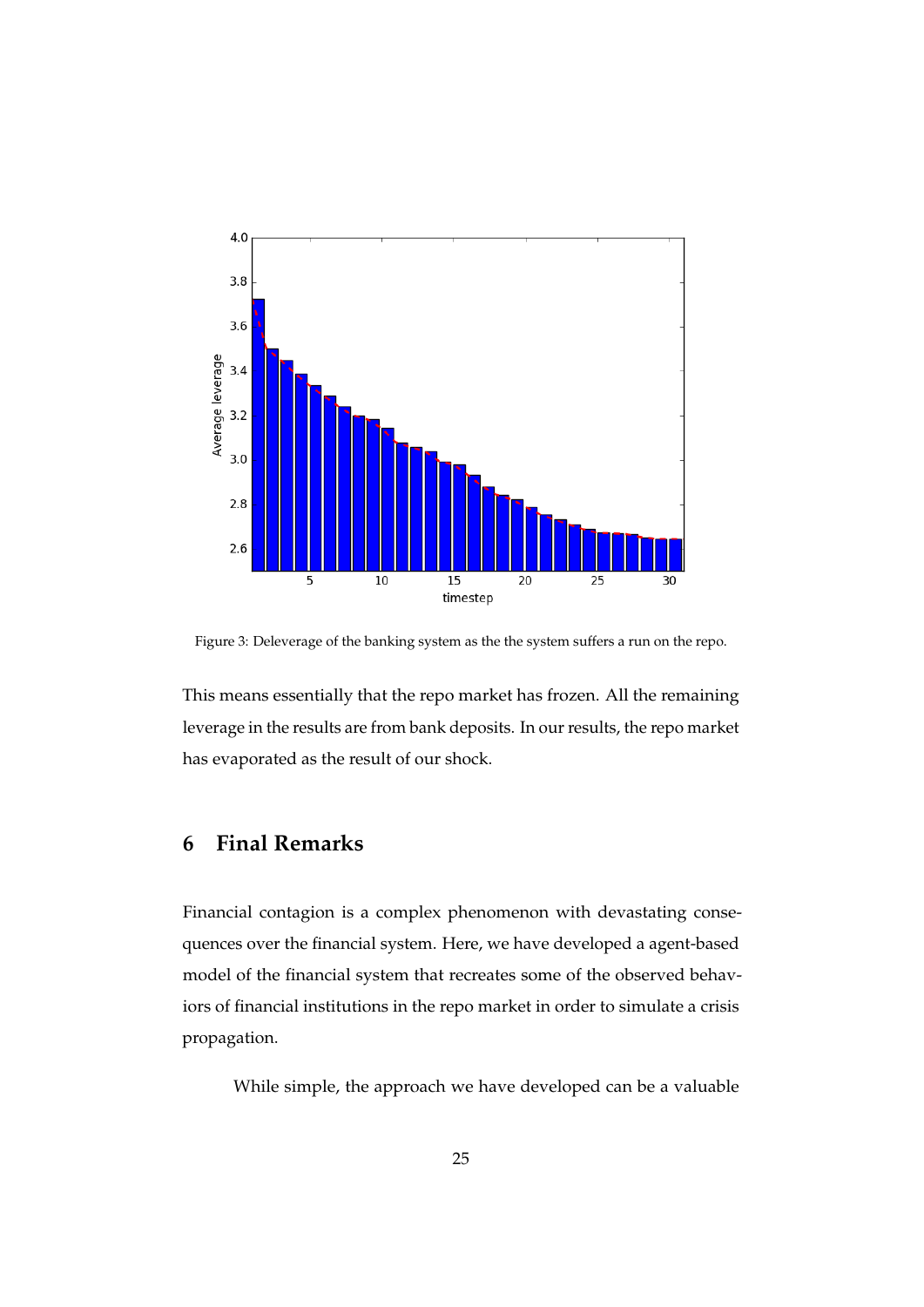Figure 3: Deleverage of the banking system as the the system suffers a run on the repo.

This means essentially that the repo market has frozen. All the remaining leverage in the results are from bank deposits. In our results, the repo market has evaporated as the result of our shock.

## 6 Final Remarks

Financial contagion is a complex phenomenon with devastating consequences over the financial system. Here, we have developed a agent-based model of the financial system that recreates some of the observed behaviors of financial institutions in the repo market in order to simulate a crisis propagation.

While simple, the approach we have developed can be a valuable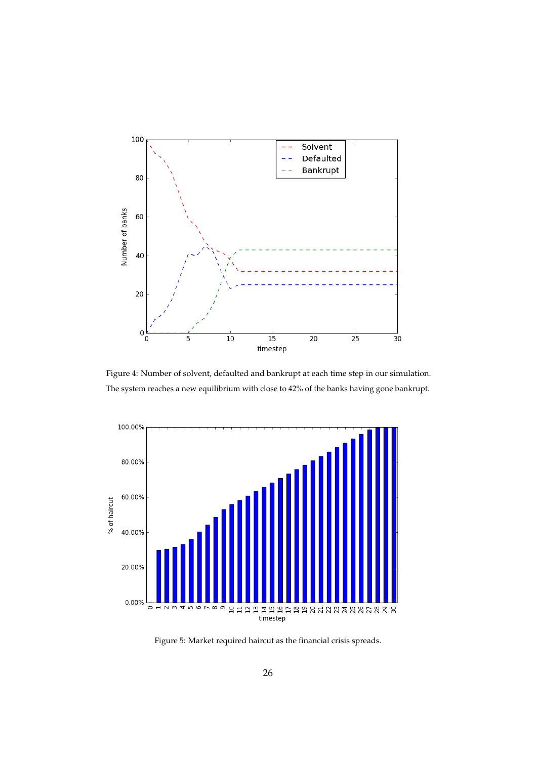Figure 4: Number of solvent, defaulted and bankrupt at each time step in our simulation. The system reaches a new equilibrium with close to 42% of the banks having gone bankrupt.

Figure 5: Market required haircut as the financial crisis spreads.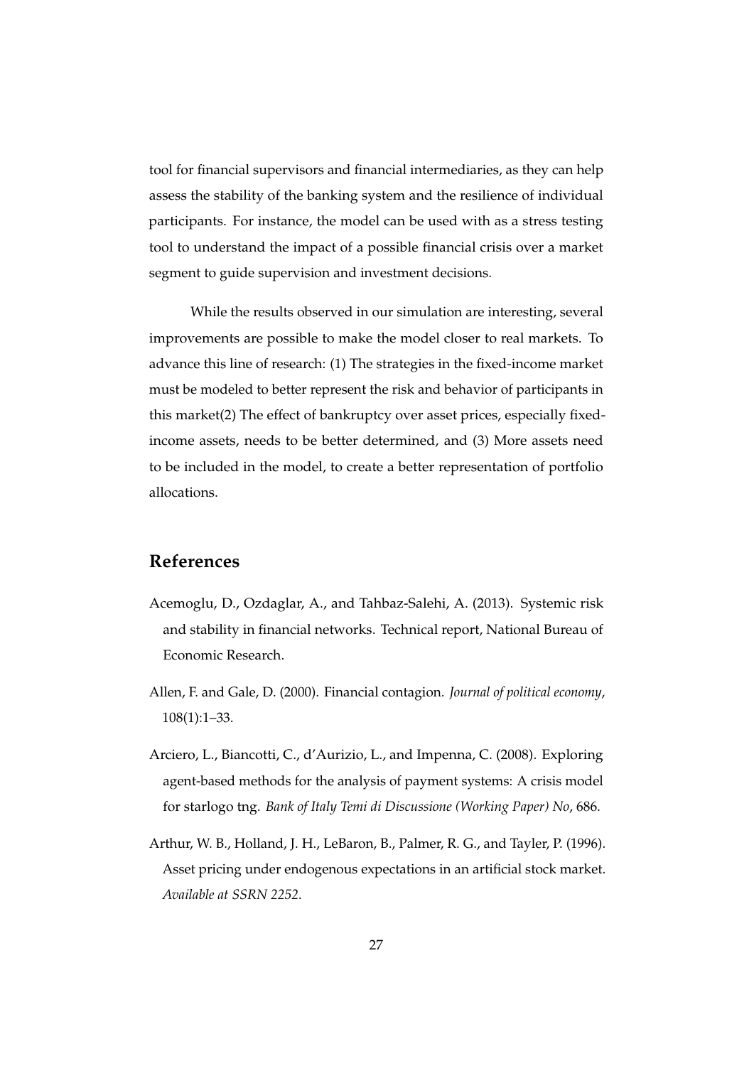tool for financial supervisors and financial intermediaries, as they can help assess the stability of the banking system and the resilience of individual participants. For instance, the model can be used with as a stress testing tool to understand the impact of a possible financial crisis over a market segment to guide supervision and investment decisions.

While the results observed in our simulation are interesting, several improvements are possible to make the model closer to real markets. To advance this line of research: (1) The strategies in the fixed-income market must be modeled to better represent the risk and behavior of participants in this market(2) The effect of bankruptcy over asset prices, especially fixed-income assets, needs to be better determined, and (3) More assets need to be included in the model, to create a better representation of portfolio allocations.

## References

Acemoglu, D., Ozdaglar, A., and Tahbaz-Salehi, A. (2013). Systemic risk and stability in financial networks. Technical report, National Bureau of Economic Research.

Allen, F. and Gale, D. (2000). Financial contagion. *Journal of political economy*, 108(1):1–33.

Arciero, L., Biancotti, C., d'Aurizio, L., and Impenna, C. (2008). Exploring agent-based methods for the analysis of payment systems: A crisis model for starlogo tng. *Bank of Italy Temi di Discussione (Working Paper) No*, 686.

Arthur, W. B., Holland, J. H., LeBaron, B., Palmer, R. G., and Tayler, P. (1996). Asset pricing under endogenous expectations in an artificial stock market. *Available at SSRN 2252*.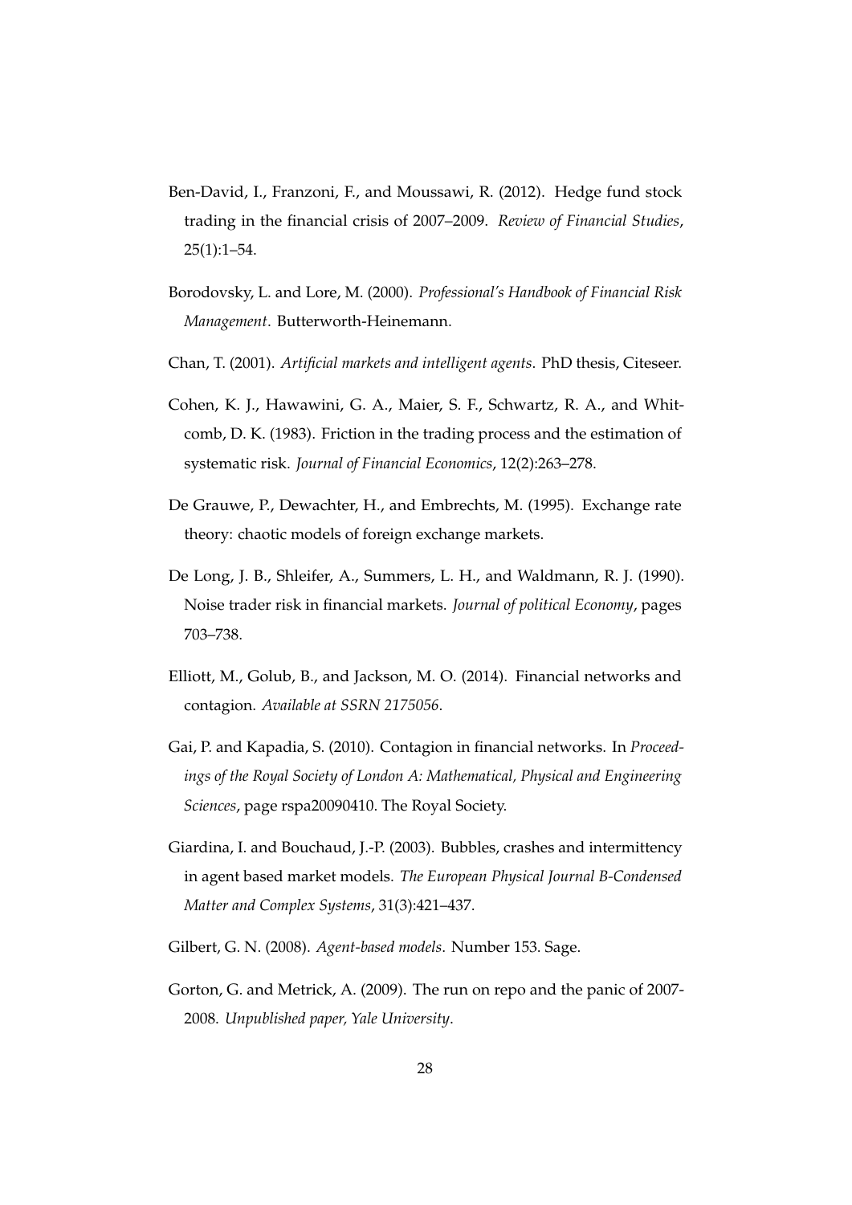Ben-David, I., Franzoni, F., and Moussawi, R. (2012). Hedge fund stock trading in the financial crisis of 2007–2009. *Review of Financial Studies*, 25(1):1–54.

Borodovsky, L. and Lore, M. (2000). *Professional's Handbook of Financial Risk Management*. Butterworth-Heinemann.

Chan, T. (2001). *Artificial markets and intelligent agents*. PhD thesis, Citeseer.

Cohen, K. J., Hawawini, G. A., Maier, S. F., Schwartz, R. A., and Whitcomb, D. K. (1983). Friction in the trading process and the estimation of systematic risk. *Journal of Financial Economics*, 12(2):263–278.

De Grauwe, P., Dewachter, H., and Embrechts, M. (1995). Exchange rate theory: chaotic models of foreign exchange markets.

De Long, J. B., Shleifer, A., Summers, L. H., and Waldmann, R. J. (1990). Noise trader risk in financial markets. *Journal of political Economy*, pages 703–738.

Elliott, M., Golub, B., and Jackson, M. O. (2014). Financial networks and contagion. *Available at SSRN 2175056*.

Gai, P. and Kapadia, S. (2010). Contagion in financial networks. In *Proceedings of the Royal Society of London A: Mathematical, Physical and Engineering Sciences*, page rspa20090410. The Royal Society.

Giardina, I. and Bouchaud, J.-P. (2003). Bubbles, crashes and intermittency in agent based market models. *The European Physical Journal B-Condensed Matter and Complex Systems*, 31(3):421–437.

Gilbert, G. N. (2008). *Agent-based models*. Number 153. Sage.

Gorton, G. and Metrick, A. (2009). The run on repo and the panic of 2007-2008. *Unpublished paper, Yale University*.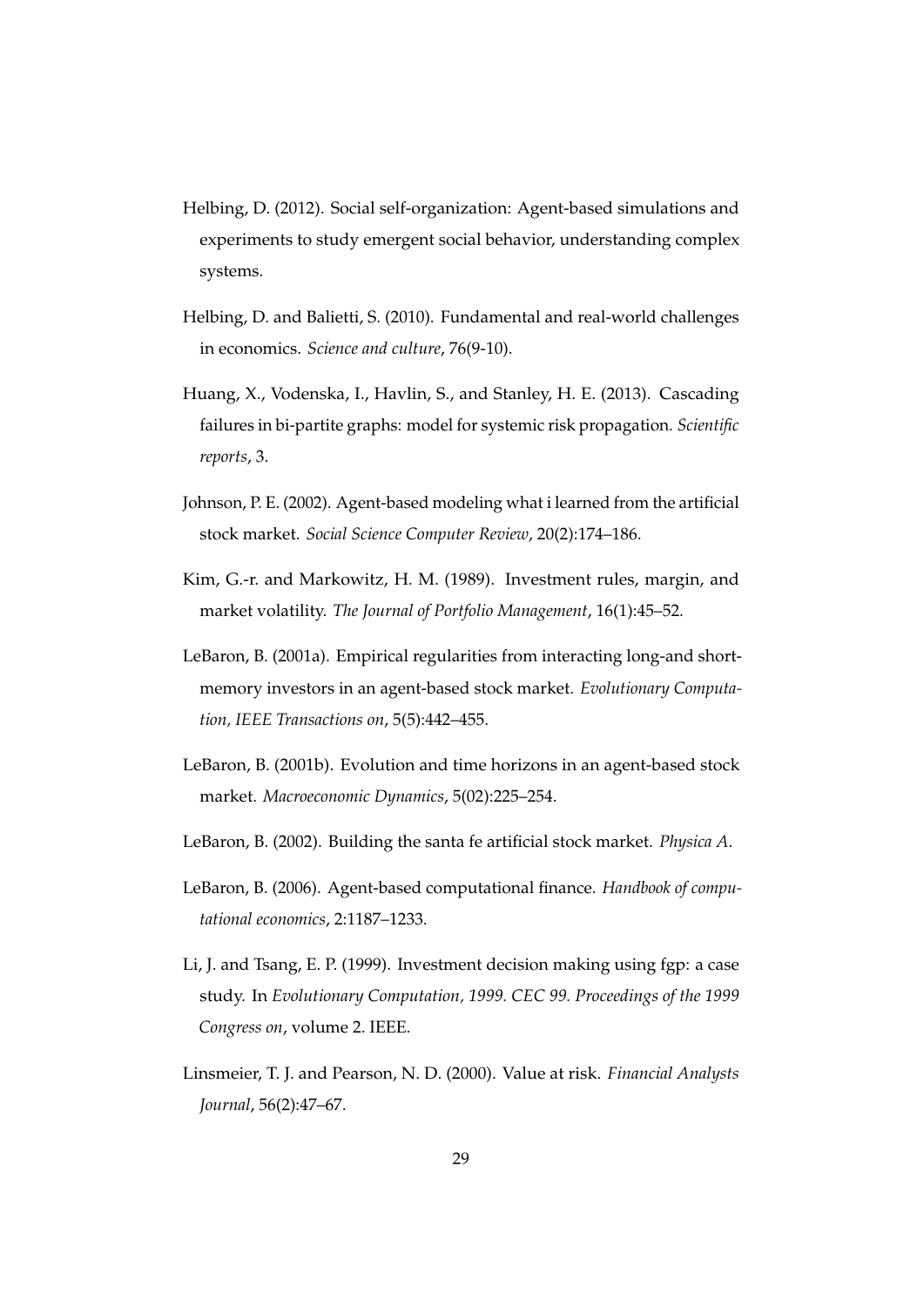Helbing, D. (2012). Social self-organization: Agent-based simulations and experiments to study emergent social behavior, understanding complex systems.

Helbing, D. and Balietti, S. (2010). Fundamental and real-world challenges in economics. *Science and culture*, 76(9-10).

Huang, X., Vodenska, I., Havlin, S., and Stanley, H. E. (2013). Cascading failures in bi-partite graphs: model for systemic risk propagation. *Scientific reports*, 3.

Johnson, P. E. (2002). Agent-based modeling what i learned from the artificial stock market. *Social Science Computer Review*, 20(2):174–186.

Kim, G.-r. and Markowitz, H. M. (1989). Investment rules, margin, and market volatility. *The Journal of Portfolio Management*, 16(1):45–52.

LeBaron, B. (2001a). Empirical regularities from interacting long-and short-memory investors in an agent-based stock market. *Evolutionary Computation, IEEE Transactions on*, 5(5):442–455.

LeBaron, B. (2001b). Evolution and time horizons in an agent-based stock market. *Macroeconomic Dynamics*, 5(02):225–254.

LeBaron, B. (2002). Building the santa fe artificial stock market. *Physica A*.

LeBaron, B. (2006). Agent-based computational finance. *Handbook of computational economics*, 2:1187–1233.

Li, J. and Tsang, E. P. (1999). Investment decision making using fgp: a case study. In *Evolutionary Computation, 1999. CEC 99. Proceedings of the 1999 Congress on*, volume 2. IEEE.

Linsmeier, T. J. and Pearson, N. D. (2000). Value at risk. *Financial Analysts Journal*, 56(2):47–67.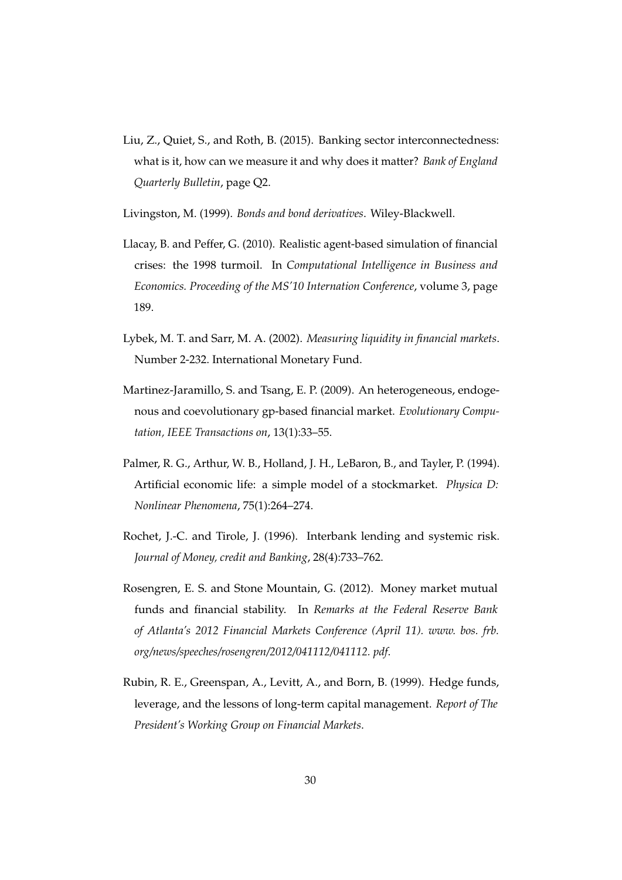Liu, Z., Quiet, S., and Roth, B. (2015). Banking sector interconnectedness: what is it, how can we measure it and why does it matter? *Bank of England Quarterly Bulletin*, page Q2.

Livingston, M. (1999). *Bonds and bond derivatives*. Wiley-Blackwell.

Llacay, B. and Peffer, G. (2010). Realistic agent-based simulation of financial crises: the 1998 turmoil. In *Computational Intelligence in Business and Economics. Proceeding of the MS'10 Internation Conference*, volume 3, page 189.

Lybek, M. T. and Sarr, M. A. (2002). *Measuring liquidity in financial markets*. Number 2-232. International Monetary Fund.

Martinez-Jaramillo, S. and Tsang, E. P. (2009). An heterogeneous, endogenous and coevolutionary gp-based financial market. *Evolutionary Computation, IEEE Transactions on*, 13(1):33–55.

Palmer, R. G., Arthur, W. B., Holland, J. H., LeBaron, B., and Tayler, P. (1994). Artificial economic life: a simple model of a stockmarket. *Physica D: Nonlinear Phenomena*, 75(1):264–274.

Rochet, J.-C. and Tirole, J. (1996). Interbank lending and systemic risk. *Journal of Money, credit and Banking*, 28(4):733–762.

Rosengren, E. S. and Stone Mountain, G. (2012). Money market mutual funds and financial stability. In *Remarks at the Federal Reserve Bank of Atlanta's 2012 Financial Markets Conference (April 11). www. bos. frb. org/news/speeches/rosengren/2012/041112/041112. pdf*.

Rubin, R. E., Greenspan, A., Levitt, A., and Born, B. (1999). Hedge funds, leverage, and the lessons of long-term capital management. *Report of The President's Working Group on Financial Markets*.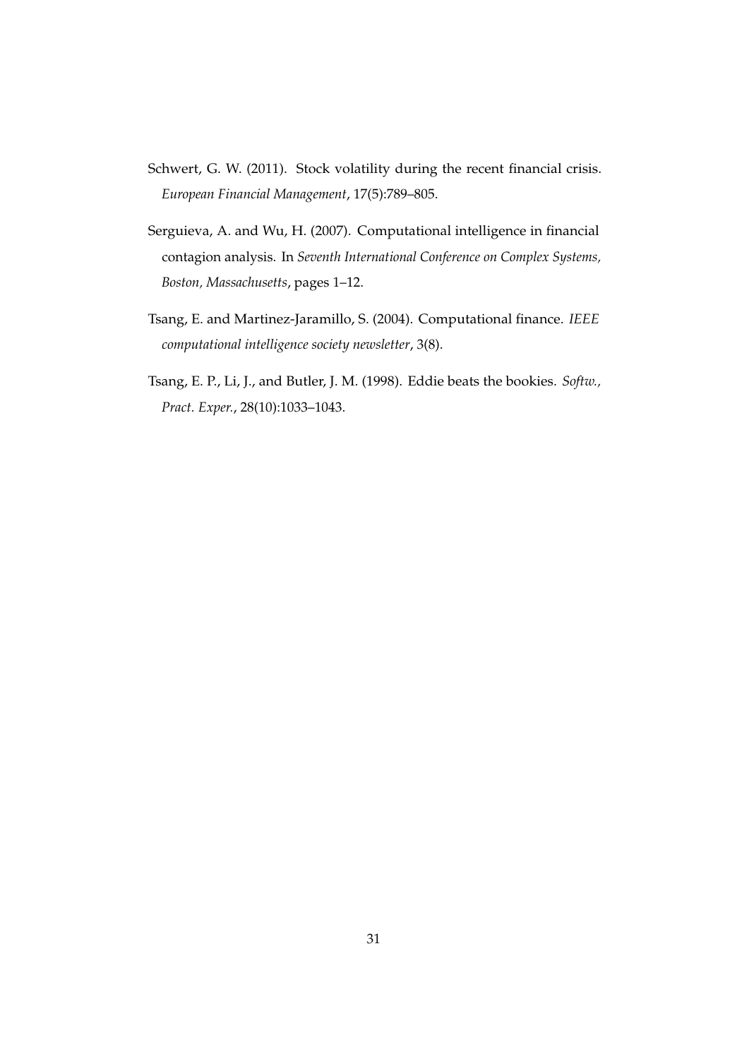Schwert, G. W. (2011). Stock volatility during the recent financial crisis. *European Financial Management*, 17(5):789–805.

Serguieva, A. and Wu, H. (2007). Computational intelligence in financial contagion analysis. In *Seventh International Conference on Complex Systems, Boston, Massachusetts*, pages 1–12.

Tsang, E. and Martinez-Jaramillo, S. (2004). Computational finance. *IEEE computational intelligence society newsletter*, 3(8).

Tsang, E. P., Li, J., and Butler, J. M. (1998). Eddie beats the bookies. *Softw., Pract. Exper.*, 28(10):1033–1043.